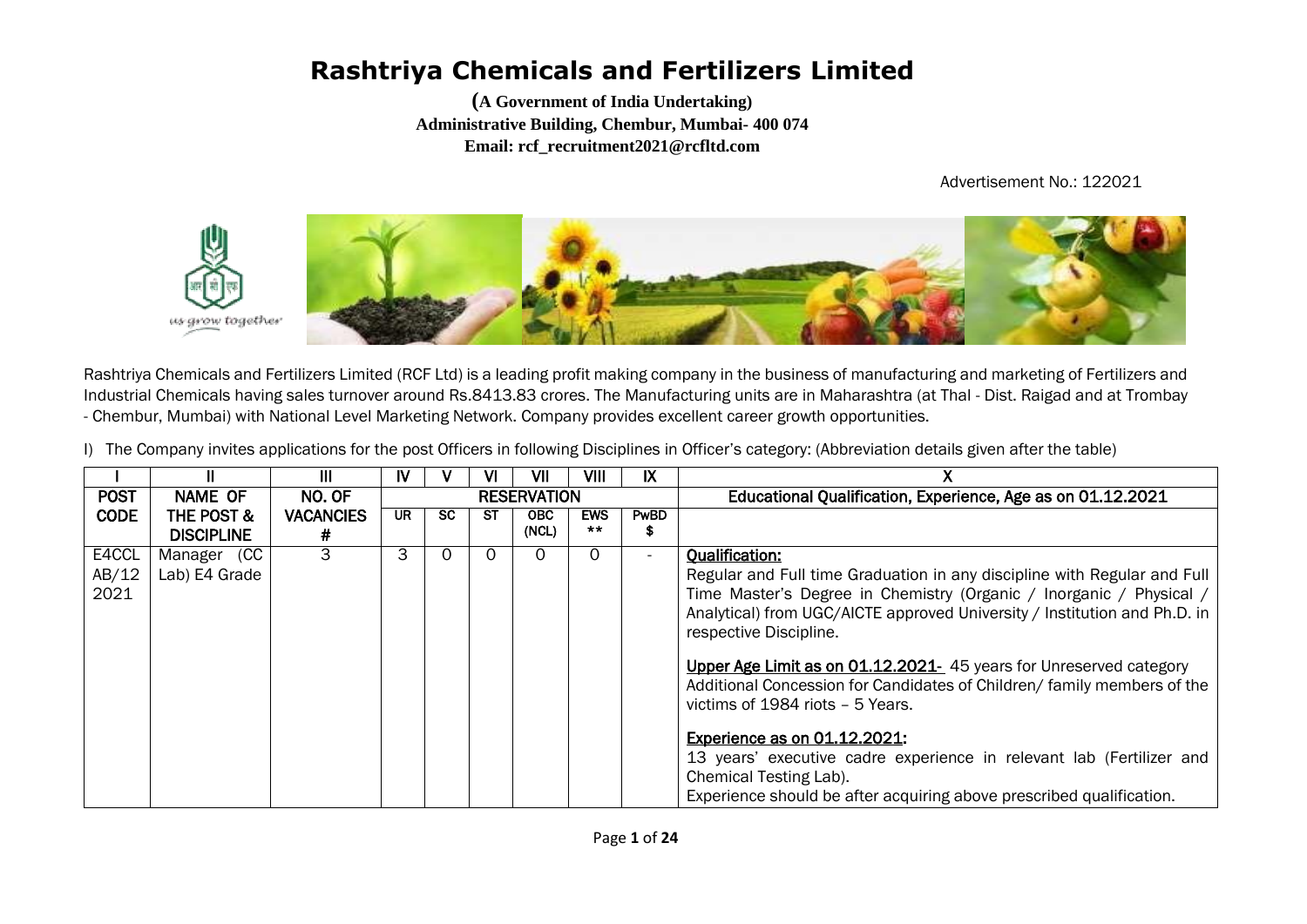# Rashtriya Chemicals and Fertilizers Limited

**(A Government of India Undertaking)**
**Administrative Building, Chembur, Mumbai- 400 074**
**Email: rcf_recruitment2021@rcfltd.com**

Advertisement No.: 122021

Rashtriya Chemicals and Fertilizers Limited (RCF Ltd) is a leading profit making company in the business of manufacturing and marketing of Fertilizers and Industrial Chemicals having sales turnover around Rs.8413.83 crores. The Manufacturing units are in Maharashtra (at Thal - Dist. Raigad and at Trombay - Chembur, Mumbai) with National Level Marketing Network. Company provides excellent career growth opportunities.

I) The Company invites applications for the post Officers in following Disciplines in Officer's category: (Abbreviation details given after the table)

| I | II | III | IV | V | VI | VII | VIII | IX | X |
|---|---|---|---|---|---|---|---|---|---|
| **POST CODE** | **NAME OF THE POST & DISCIPLINE** | **NO. OF VACANCIES #** | **RESERVATION** | | | | | | **Educational Qualification, Experience, Age as on 01.12.2021** |
| | | | **UR** | **SC** | **ST** | **OBC (NCL)** | **EWS \*\*** | **PwBD $** | |
| E4CCL AB/12 2021 | Manager (CC Lab) E4 Grade | 3 | 3 | 0 | 0 | 0 | 0 | - | **Qualification:** Regular and Full time Graduation in any discipline with Regular and Full Time Master's Degree in Chemistry (Organic / Inorganic / Physical / Analytical) from UGC/AICTE approved University / Institution and Ph.D. in respective Discipline.<br><br>**Upper Age Limit as on 01.12.2021-** 45 years for Unreserved category Additional Concession for Candidates of Children/ family members of the victims of 1984 riots – 5 Years.<br><br>**Experience as on 01.12.2021:** 13 years' executive cadre experience in relevant lab (Fertilizer and Chemical Testing Lab). Experience should be after acquiring above prescribed qualification. |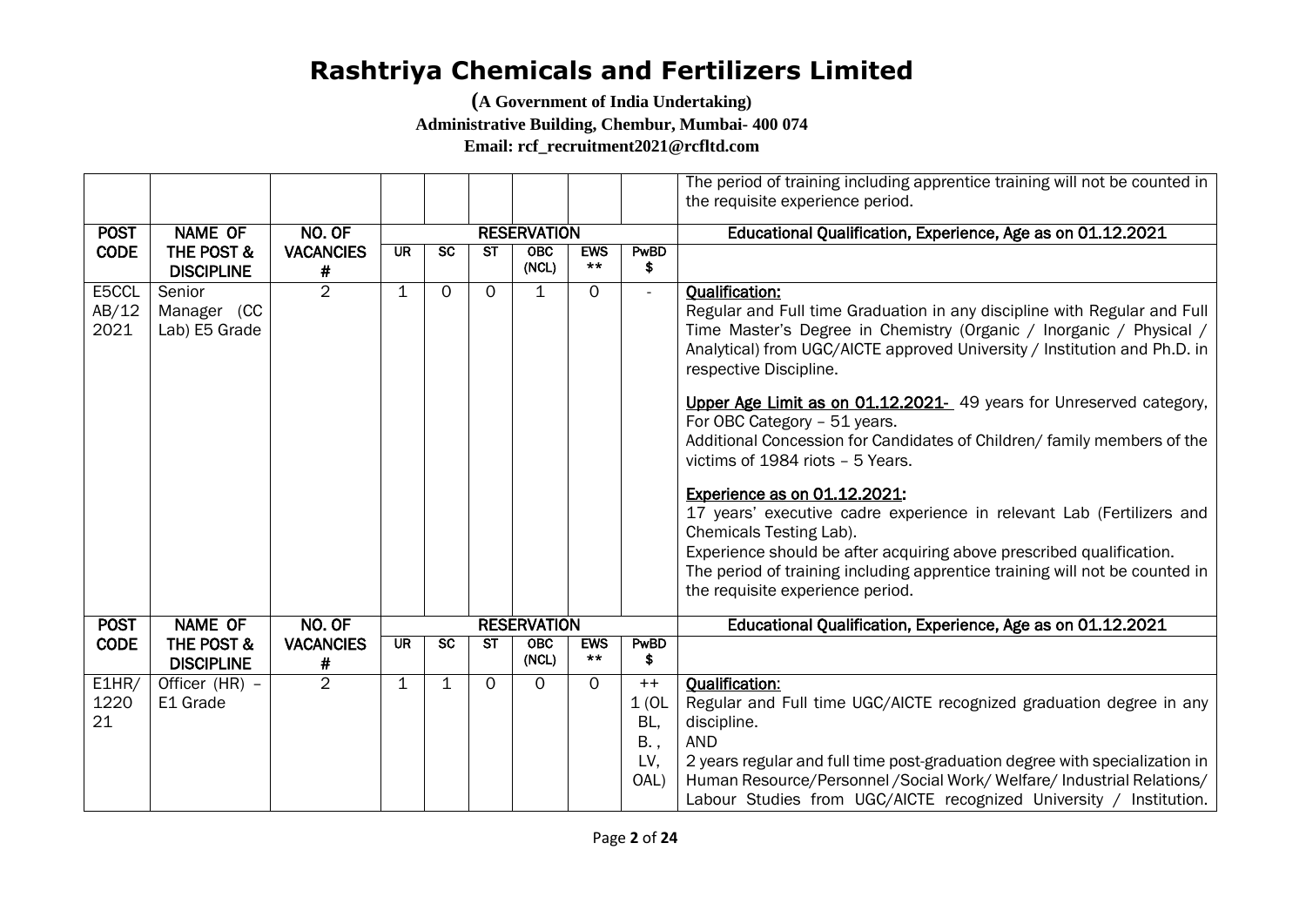# Rashtriya Chemicals and Fertilizers Limited

**(A Government of India Undertaking)**
**Administrative Building, Chembur, Mumbai- 400 074**
**Email: rcf_recruitment2021@rcfltd.com**

| POST CODE | NAME OF THE POST & DISCIPLINE | NO. OF VACANCIES # | RESERVATION | | | | | | Educational Qualification, Experience, Age as on 01.12.2021 |
|---|---|---|---|---|---|---|---|---|---|
| | | | | | | | | | The period of training including apprentice training will not be counted in the requisite experience period. |
| | | | UR | SC | ST | OBC (NCL) | EWS ** | PwBD $ | |
| E5CCLAB/122021 | Senior Manager (CC Lab) E5 Grade | 2 | 1 | 0 | 0 | 1 | 0 | - | **Qualification:** Regular and Full time Graduation in any discipline with Regular and Full Time Master's Degree in Chemistry (Organic / Inorganic / Physical / Analytical) from UGC/AICTE approved University / Institution and Ph.D. in respective Discipline.<br><br>**Upper Age Limit as on 01.12.2021-** 49 years for Unreserved category, For OBC Category – 51 years.<br>Additional Concession for Candidates of Children/ family members of the victims of 1984 riots – 5 Years.<br><br>**Experience as on 01.12.2021:**<br>17 years' executive cadre experience in relevant Lab (Fertilizers and Chemicals Testing Lab).<br>Experience should be after acquiring above prescribed qualification.<br>The period of training including apprentice training will not be counted in the requisite experience period. |

| POST CODE | NAME OF THE POST & DISCIPLINE | NO. OF VACANCIES # | RESERVATION | | | | | | Educational Qualification, Experience, Age as on 01.12.2021 |
|---|---|---|---|---|---|---|---|---|---|
| | | | UR | SC | ST | OBC (NCL) | EWS ** | PwBD $ | |
| E1HR/122021 | Officer (HR) – E1 Grade | 2 | 1 | 1 | 0 | 0 | 0 | ++ 1 (OL BL, B., LV, OAL) | **Qualification:** Regular and Full time UGC/AICTE recognized graduation degree in any discipline.<br>AND<br>2 years regular and full time post-graduation degree with specialization in Human Resource/Personnel /Social Work/ Welfare/ Industrial Relations/ Labour Studies from UGC/AICTE recognized University / Institution. |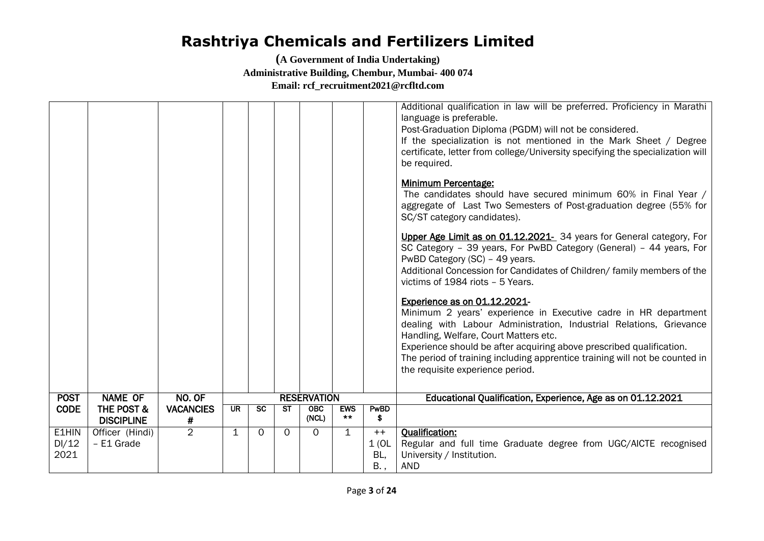# Rashtriya Chemicals and Fertilizers Limited

**(A Government of India Undertaking)**
**Administrative Building, Chembur, Mumbai- 400 074**
**Email: rcf_recruitment2021@rcfltd.com**

| | | | | | | | | | |
|---|---|---|---|---|---|---|---|---|---|
| | | | | | | | | | Additional qualification in law will be preferred. Proficiency in Marathi language is preferable.<br>Post-Graduation Diploma (PGDM) will not be considered.<br>If the specialization is not mentioned in the Mark Sheet / Degree certificate, letter from college/University specifying the specialization will be required.<br><br>**Minimum Percentage:**<br>The candidates should have secured minimum 60% in Final Year / aggregate of Last Two Semesters of Post-graduation degree (55% for SC/ST category candidates).<br><br>**Upper Age Limit as on 01.12.2021-** 34 years for General category, For SC Category – 39 years, For PwBD Category (General) – 44 years, For PwBD Category (SC) – 49 years.<br>Additional Concession for Candidates of Children/ family members of the victims of 1984 riots – 5 Years.<br><br>**Experience as on 01.12.2021-**<br>Minimum 2 years' experience in Executive cadre in HR department dealing with Labour Administration, Industrial Relations, Grievance Handling, Welfare, Court Matters etc.<br>Experience should be after acquiring above prescribed qualification.<br>The period of training including apprentice training will not be counted in the requisite experience period. |

| POST CODE | NAME OF THE POST & DISCIPLINE | NO. OF VACANCIES # | RESERVATION | | | | | | Educational Qualification, Experience, Age as on 01.12.2021 |
|---|---|---|---|---|---|---|---|---|---|
| | | | UR | SC | ST | OBC (NCL) | EWS ** | PwBD $ | |
| E1HINDI/12 2021 | Officer (Hindi) – E1 Grade | 2 | 1 | 0 | 0 | 0 | 1 | ++ 1 (OL BL, B. , | **Qualification:**<br>Regular and full time Graduate degree from UGC/AICTE recognised University / Institution.<br>AND |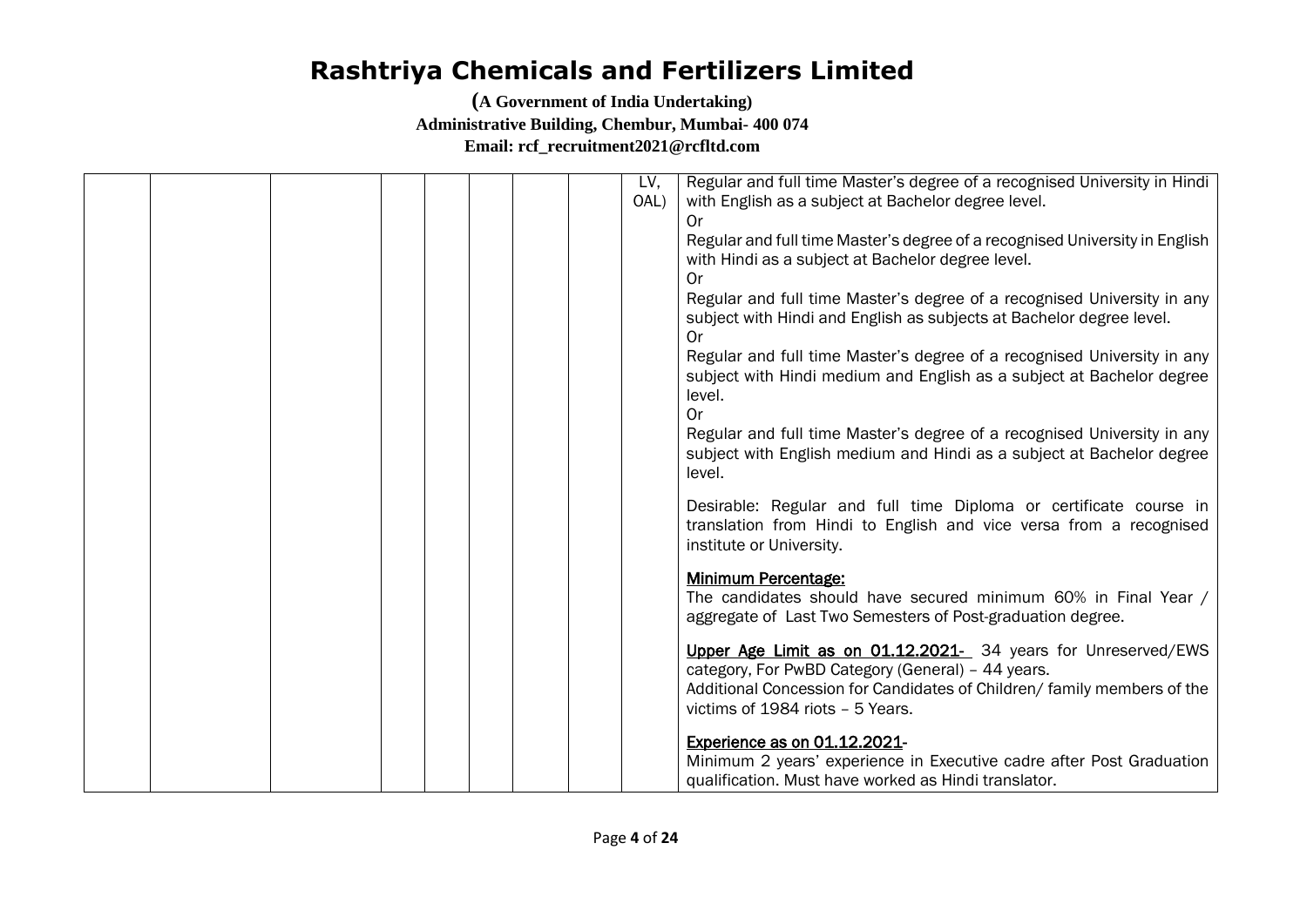# Rashtriya Chemicals and Fertilizers Limited

**(A Government of India Undertaking)**
**Administrative Building, Chembur, Mumbai- 400 074**
**Email: rcf_recruitment2021@rcfltd.com**

| | | | | | | | | | |
|---|---|---|---|---|---|---|---|---|---|
| | | | | | | | | LV, OAL) | Regular and full time Master's degree of a recognised University in Hindi with English as a subject at Bachelor degree level.<br>Or<br>Regular and full time Master's degree of a recognised University in English with Hindi as a subject at Bachelor degree level.<br>Or<br>Regular and full time Master's degree of a recognised University in any subject with Hindi and English as subjects at Bachelor degree level.<br>Or<br>Regular and full time Master's degree of a recognised University in any subject with Hindi medium and English as a subject at Bachelor degree level.<br>Or<br>Regular and full time Master's degree of a recognised University in any subject with English medium and Hindi as a subject at Bachelor degree level.<br><br>Desirable: Regular and full time Diploma or certificate course in translation from Hindi to English and vice versa from a recognised institute or University.<br><br>**Minimum Percentage:**<br>The candidates should have secured minimum 60% in Final Year / aggregate of Last Two Semesters of Post-graduation degree.<br><br>**Upper Age Limit as on 01.12.2021-** 34 years for Unreserved/EWS category, For PwBD Category (General) – 44 years.<br>Additional Concession for Candidates of Children/ family members of the victims of 1984 riots – 5 Years.<br><br>**Experience as on 01.12.2021-**<br>Minimum 2 years' experience in Executive cadre after Post Graduation qualification. Must have worked as Hindi translator. |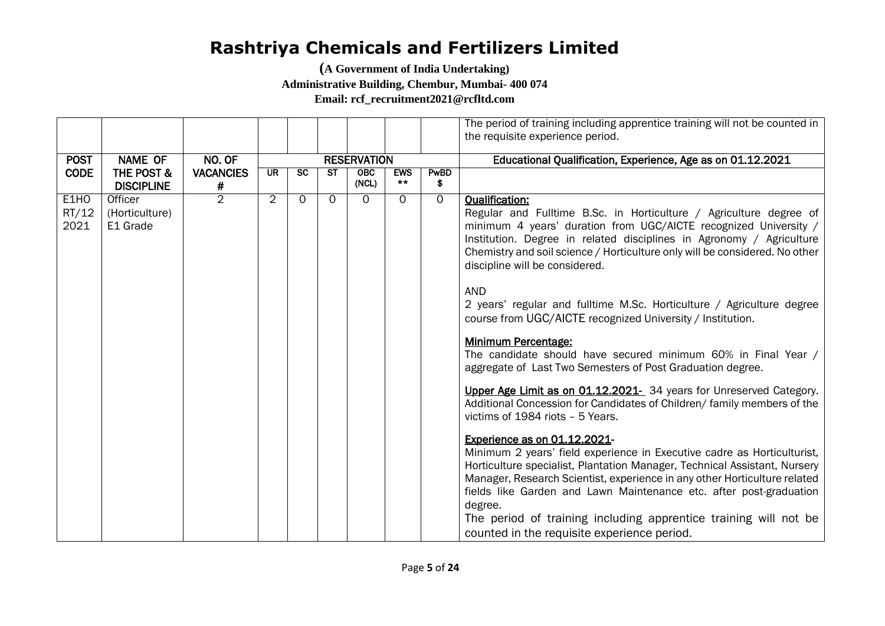# Rashtriya Chemicals and Fertilizers Limited

**(A Government of India Undertaking)**
**Administrative Building, Chembur, Mumbai- 400 074**
**Email: rcf_recruitment2021@rcfltd.com**

| | | | | | | | | | The period of training including apprentice training will not be counted in the requisite experience period. |
|---|---|---|---|---|---|---|---|---|---|
| **POST CODE** | **NAME OF THE POST & DISCIPLINE** | **NO. OF VACANCIES #** | **RESERVATION** | | | | | | **Educational Qualification, Experience, Age as on 01.12.2021** |
| | | | **UR** | **SC** | **ST** | **OBC (NCL)** | **EWS \*\*** | **PwBD $** | |
| E1HORT/122021 | Officer (Horticulture) E1 Grade | 2 | 2 | 0 | 0 | 0 | 0 | 0 | **Qualification:** Regular and Fulltime B.Sc. in Horticulture / Agriculture degree of minimum 4 years' duration from UGC/AICTE recognized University / Institution. Degree in related disciplines in Agronomy / Agriculture Chemistry and soil science / Horticulture only will be considered. No other discipline will be considered. <br><br> AND <br> 2 years' regular and fulltime M.Sc. Horticulture / Agriculture degree course from UGC/AICTE recognized University / Institution. <br><br> **Minimum Percentage:** The candidate should have secured minimum 60% in Final Year / aggregate of Last Two Semesters of Post Graduation degree. <br><br> **Upper Age Limit as on 01.12.2021-** 34 years for Unreserved Category. Additional Concession for Candidates of Children/ family members of the victims of 1984 riots – 5 Years. <br><br> **Experience as on 01.12.2021-** Minimum 2 years' field experience in Executive cadre as Horticulturist, Horticulture specialist, Plantation Manager, Technical Assistant, Nursery Manager, Research Scientist, experience in any other Horticulture related fields like Garden and Lawn Maintenance etc. after post-graduation degree. <br> The period of training including apprentice training will not be counted in the requisite experience period. |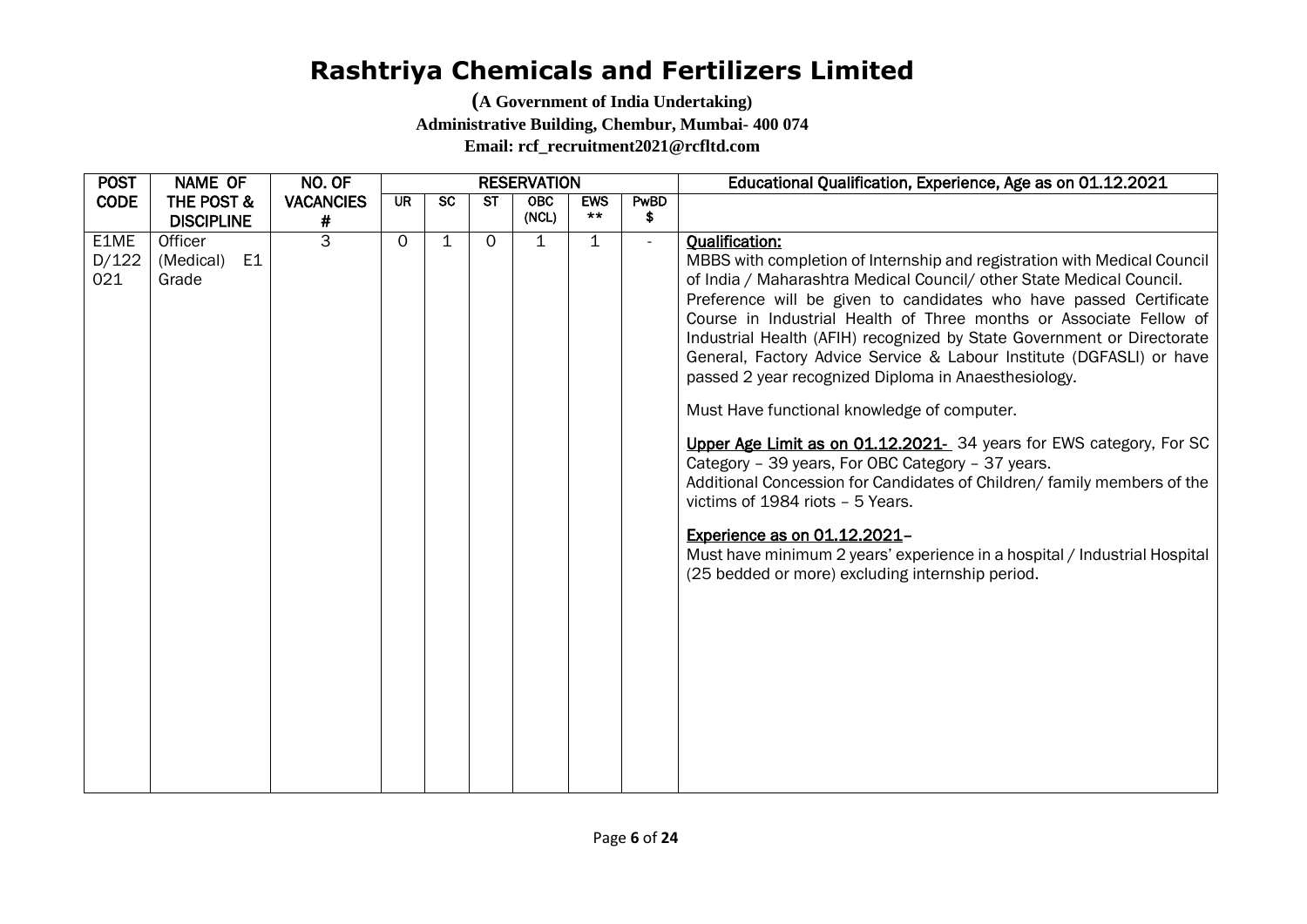# Rashtriya Chemicals and Fertilizers Limited

**(A Government of India Undertaking)**

**Administrative Building, Chembur, Mumbai- 400 074**

**Email: rcf_recruitment2021@rcfltd.com**

| POST CODE | NAME OF THE POST & DISCIPLINE | NO. OF VACANCIES # | RESERVATION | | | | | | Educational Qualification, Experience, Age as on 01.12.2021 |
|---|---|---|---|---|---|---|---|---|---|
| | | | UR | SC | ST | OBC (NCL) | EWS ** | PwBD $ | |
| E1MED/122021 | Officer (Medical) E1 Grade | 3 | 0 | 1 | 0 | 1 | 1 | - | **Qualification:** MBBS with completion of Internship and registration with Medical Council of India / Maharashtra Medical Council/ other State Medical Council. Preference will be given to candidates who have passed Certificate Course in Industrial Health of Three months or Associate Fellow of Industrial Health (AFIH) recognized by State Government or Directorate General, Factory Advice Service & Labour Institute (DGFASLI) or have passed 2 year recognized Diploma in Anaesthesiology.<br><br>Must Have functional knowledge of computer.<br><br>**Upper Age Limit as on 01.12.2021-** 34 years for EWS category, For SC Category – 39 years, For OBC Category – 37 years.<br>Additional Concession for Candidates of Children/ family members of the victims of 1984 riots – 5 Years.<br><br>**Experience as on 01.12.2021–**<br>Must have minimum 2 years' experience in a hospital / Industrial Hospital (25 bedded or more) excluding internship period. |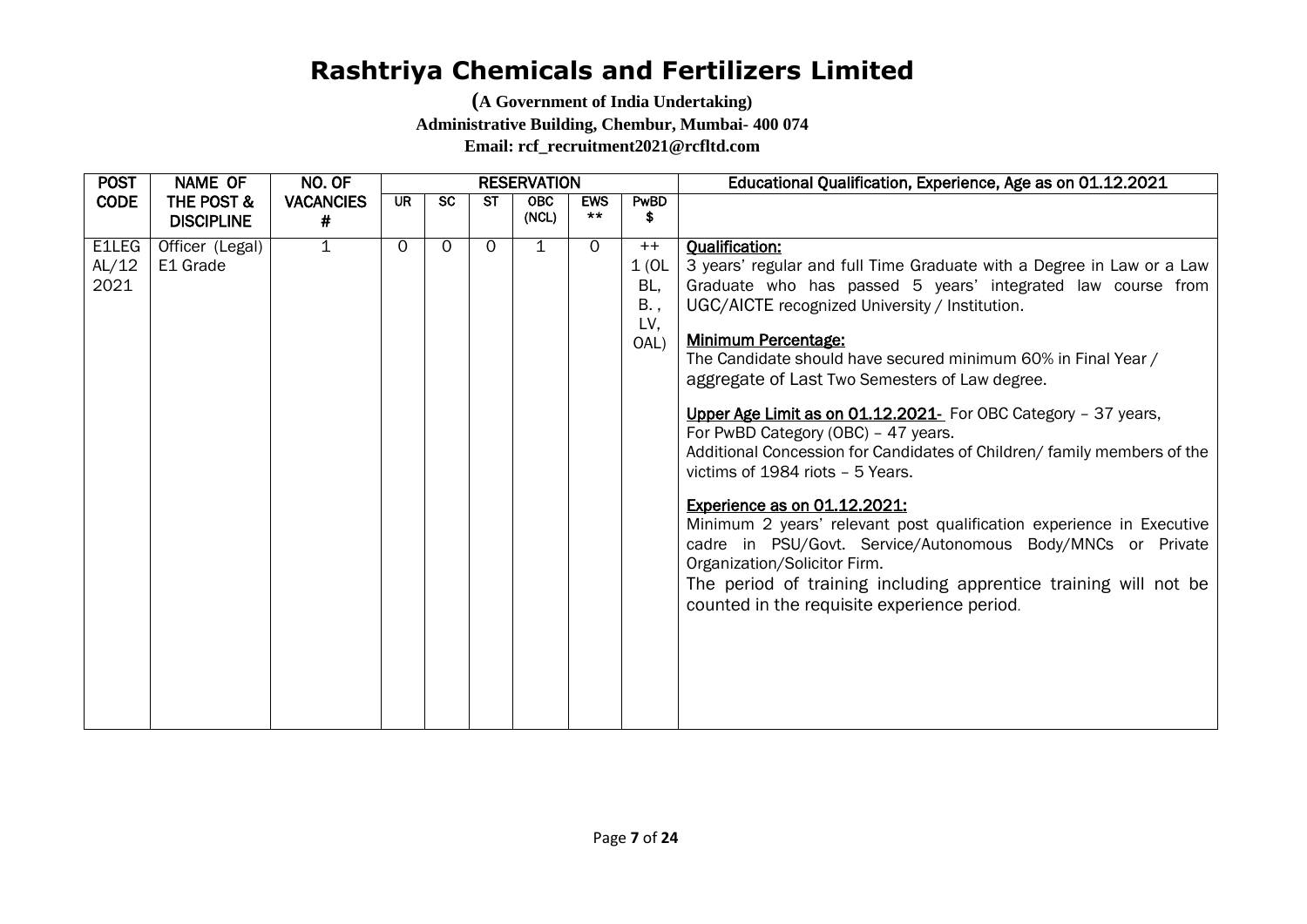# Rashtriya Chemicals and Fertilizers Limited

**(A Government of India Undertaking)**

**Administrative Building, Chembur, Mumbai- 400 074**

**Email: rcf_recruitment2021@rcfltd.com**

| POST CODE | NAME OF THE POST & DISCIPLINE | NO. OF VACANCIES # | RESERVATION | | | | | | Educational Qualification, Experience, Age as on 01.12.2021 |
|---|---|---|---|---|---|---|---|---|---|
| | | | UR | SC | ST | OBC (NCL) | EWS ** | PwBD $ | |
| E1LEGAL/122021 | Officer (Legal) E1 Grade | 1 | 0 | 0 | 0 | 1 | 0 | ++ 1 (OL BL, B., LV, OAL) | **Qualification:** 3 years' regular and full Time Graduate with a Degree in Law or a Law Graduate who has passed 5 years' integrated law course from UGC/AICTE recognized University / Institution.<br><br>**Minimum Percentage:** The Candidate should have secured minimum 60% in Final Year / aggregate of Last Two Semesters of Law degree.<br><br>**Upper Age Limit as on 01.12.2021-** For OBC Category – 37 years, For PwBD Category (OBC) – 47 years. Additional Concession for Candidates of Children/ family members of the victims of 1984 riots – 5 Years.<br><br>**Experience as on 01.12.2021:** Minimum 2 years' relevant post qualification experience in Executive cadre in PSU/Govt. Service/Autonomous Body/MNCs or Private Organization/Solicitor Firm. The period of training including apprentice training will not be counted in the requisite experience period. |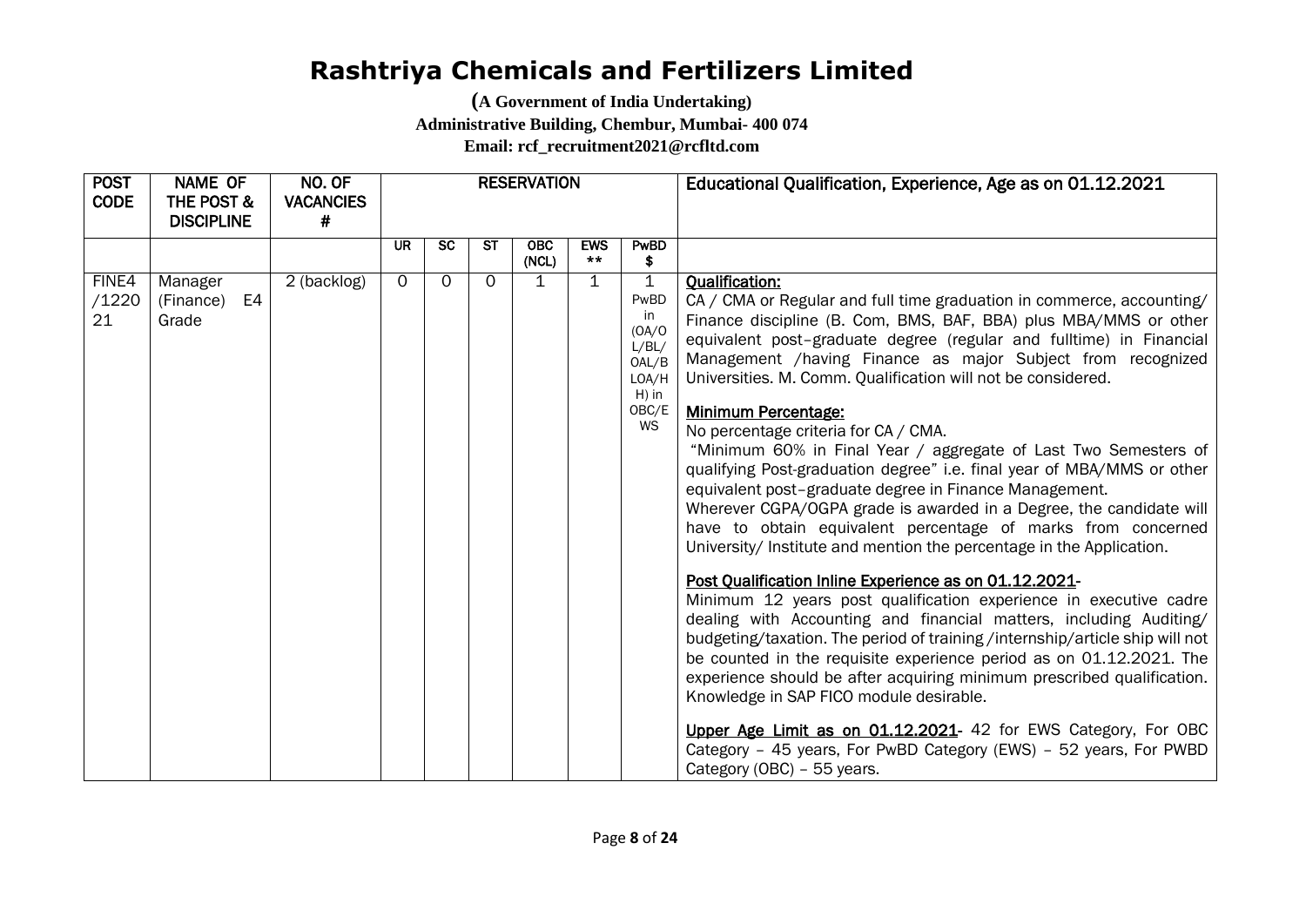# Rashtriya Chemicals and Fertilizers Limited

**(A Government of India Undertaking)**
**Administrative Building, Chembur, Mumbai- 400 074**
**Email: rcf_recruitment2021@rcfltd.com**

| POST CODE | NAME OF THE POST & DISCIPLINE | NO. OF VACANCIES # | RESERVATION | | | | | | Educational Qualification, Experience, Age as on 01.12.2021 |
|---|---|---|---|---|---|---|---|---|---|
| | | | UR | SC | ST | OBC (NCL) | EWS ** | PwBD $ | |
| FINE4 /122021 | Manager (Finance) E4 Grade | 2 (backlog) | 0 | 0 | 0 | 1 | 1 | 1 PwBD in (OA/OL/BL/ OAL/BLOA/H H) in OBC/EWS | **Qualification:** CA / CMA or Regular and full time graduation in commerce, accounting/ Finance discipline (B. Com, BMS, BAF, BBA) plus MBA/MMS or other equivalent post–graduate degree (regular and fulltime) in Financial Management /having Finance as major Subject from recognized Universities. M. Comm. Qualification will not be considered.<br><br>**Minimum Percentage:** No percentage criteria for CA / CMA. "Minimum 60% in Final Year / aggregate of Last Two Semesters of qualifying Post-graduation degree" i.e. final year of MBA/MMS or other equivalent post–graduate degree in Finance Management. Wherever CGPA/OGPA grade is awarded in a Degree, the candidate will have to obtain equivalent percentage of marks from concerned University/ Institute and mention the percentage in the Application.<br><br>**Post Qualification Inline Experience as on 01.12.2021-** Minimum 12 years post qualification experience in executive cadre dealing with Accounting and financial matters, including Auditing/ budgeting/taxation. The period of training /internship/article ship will not be counted in the requisite experience period as on 01.12.2021. The experience should be after acquiring minimum prescribed qualification. Knowledge in SAP FICO module desirable.<br><br>**Upper Age Limit as on 01.12.2021-** 42 for EWS Category, For OBC Category – 45 years, For PwBD Category (EWS) – 52 years, For PWBD Category (OBC) – 55 years. |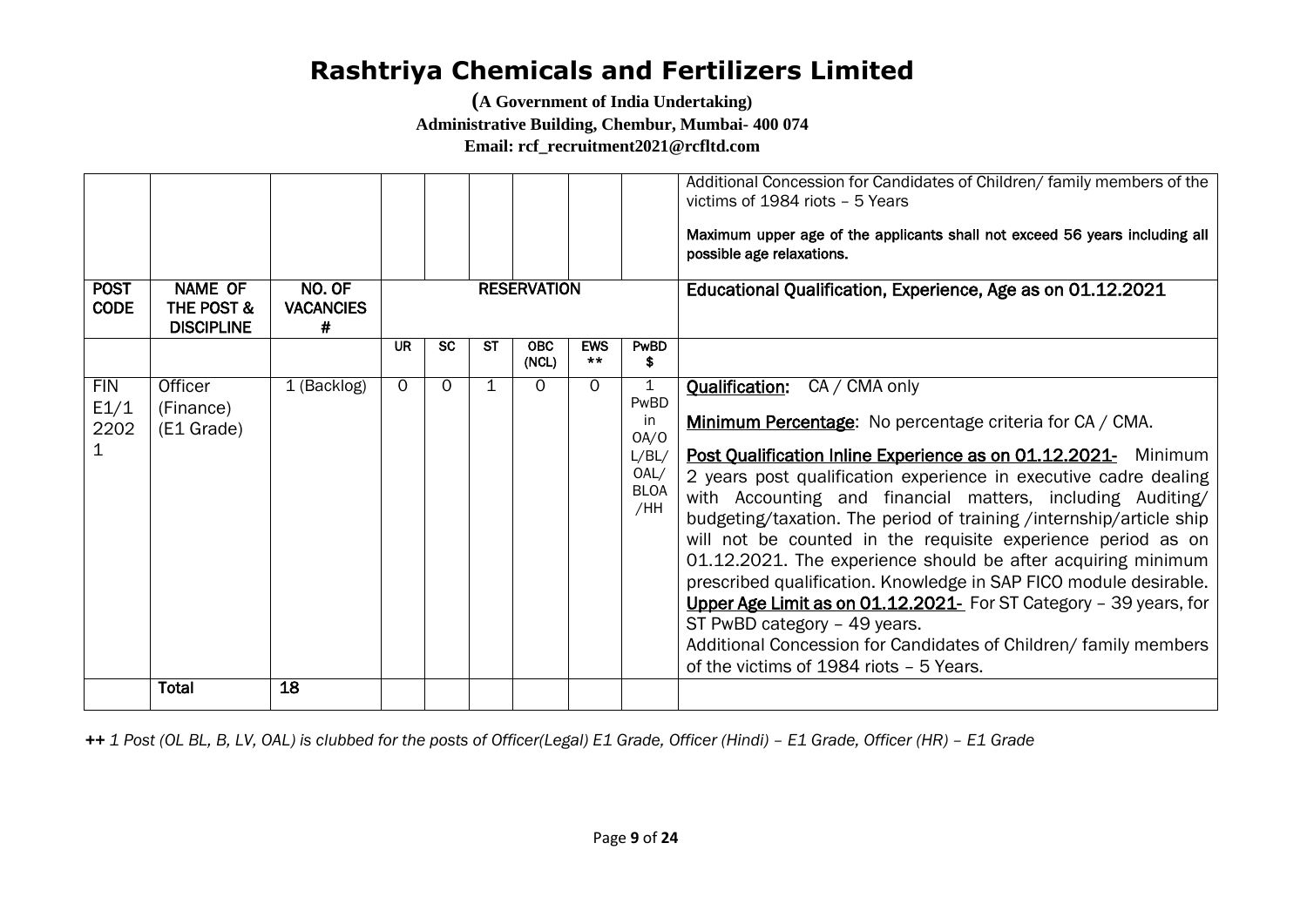# Rashtriya Chemicals and Fertilizers Limited

**(A Government of India Undertaking)**
**Administrative Building, Chembur, Mumbai- 400 074**
**Email: rcf_recruitment2021@rcfltd.com**

| | | | | | | | | | Additional Concession for Candidates of Children/ family members of the victims of 1984 riots – 5 Years<br><br>Maximum upper age of the applicants shall not exceed 56 years including all possible age relaxations. |
|---|---|---|---|---|---|---|---|---|---|
| **POST CODE** | **NAME OF THE POST & DISCIPLINE** | **NO. OF VACANCIES #** | **RESERVATION** | | | | | | **Educational Qualification, Experience, Age as on 01.12.2021** |
| | | | **UR** | **SC** | **ST** | **OBC (NCL)** | **EWS \*\*** | **PwBD $** | |
| FIN E1/1 2202 1 | Officer (Finance) (E1 Grade) | 1 (Backlog) | 0 | 0 | 1 | 0 | 0 | 1 PwBD in OA/OL/BL/OAL/BLOA/HH | <u>**Qualification:**</u> CA / CMA only<br><br><u>**Minimum Percentage**</u>: No percentage criteria for CA / CMA.<br><br><u>**Post Qualification Inline Experience as on 01.12.2021-**</u> Minimum 2 years post qualification experience in executive cadre dealing with Accounting and financial matters, including Auditing/ budgeting/taxation. The period of training /internship/article ship will not be counted in the requisite experience period as on 01.12.2021. The experience should be after acquiring minimum prescribed qualification. Knowledge in SAP FICO module desirable.<br><u>**Upper Age Limit as on 01.12.2021-**</u> For ST Category – 39 years, for ST PwBD category – 49 years.<br>Additional Concession for Candidates of Children/ family members of the victims of 1984 riots – 5 Years. |
| | **Total** | **18** | | | | | | | |

*++ 1 Post (OL BL, B, LV, OAL) is clubbed for the posts of Officer(Legal) E1 Grade, Officer (Hindi) – E1 Grade, Officer (HR) – E1 Grade*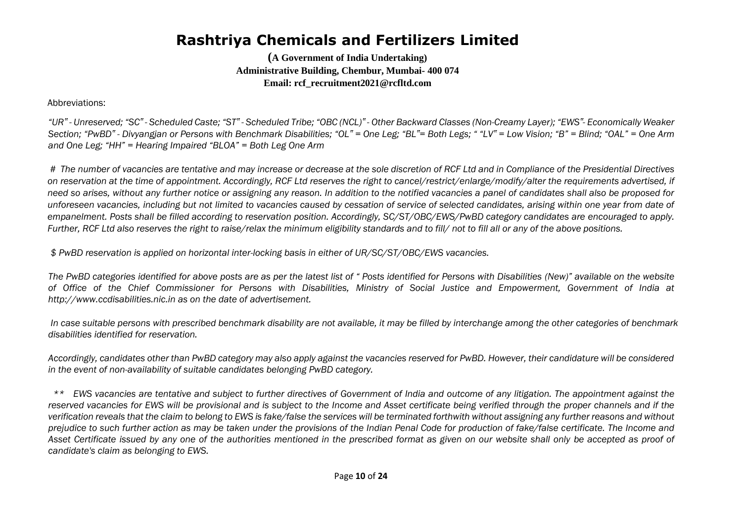# Rashtriya Chemicals and Fertilizers Limited

**(A Government of India Undertaking)**
**Administrative Building, Chembur, Mumbai- 400 074**
**Email: rcf_recruitment2021@rcfltd.com**

Abbreviations:

*"UR" - Unreserved; "SC" - Scheduled Caste; "ST" - Scheduled Tribe; "OBC (NCL)" - Other Backward Classes (Non-Creamy Layer); "EWS"- Economically Weaker Section; "PwBD" - Divyangjan or Persons with Benchmark Disabilities; "OL" = One Leg; "BL"= Both Legs; " "LV" = Low Vision; "B" = Blind; "OAL" = One Arm and One Leg; "HH" = Hearing Impaired "BLOA" = Both Leg One Arm*

*# The number of vacancies are tentative and may increase or decrease at the sole discretion of RCF Ltd and in Compliance of the Presidential Directives on reservation at the time of appointment. Accordingly, RCF Ltd reserves the right to cancel/restrict/enlarge/modify/alter the requirements advertised, if need so arises, without any further notice or assigning any reason. In addition to the notified vacancies a panel of candidates shall also be proposed for unforeseen vacancies, including but not limited to vacancies caused by cessation of service of selected candidates, arising within one year from date of empanelment. Posts shall be filled according to reservation position. Accordingly, SC/ST/OBC/EWS/PwBD category candidates are encouraged to apply. Further, RCF Ltd also reserves the right to raise/relax the minimum eligibility standards and to fill/ not to fill all or any of the above positions.*

*$ PwBD reservation is applied on horizontal inter-locking basis in either of UR/SC/ST/OBC/EWS vacancies.*

*The PwBD categories identified for above posts are as per the latest list of " Posts identified for Persons with Disabilities (New)" available on the website of Office of the Chief Commissioner for Persons with Disabilities, Ministry of Social Justice and Empowerment, Government of India at http://www.ccdisabilities.nic.in as on the date of advertisement.*

*In case suitable persons with prescribed benchmark disability are not available, it may be filled by interchange among the other categories of benchmark disabilities identified for reservation.*

*Accordingly, candidates other than PwBD category may also apply against the vacancies reserved for PwBD. However, their candidature will be considered in the event of non-availability of suitable candidates belonging PwBD category.*

*\*\* EWS vacancies are tentative and subject to further directives of Government of India and outcome of any litigation. The appointment against the reserved vacancies for EWS will be provisional and is subject to the Income and Asset certificate being verified through the proper channels and if the verification reveals that the claim to belong to EWS is fake/false the services will be terminated forthwith without assigning any further reasons and without prejudice to such further action as may be taken under the provisions of the Indian Penal Code for production of fake/false certificate. The Income and Asset Certificate issued by any one of the authorities mentioned in the prescribed format as given on our website shall only be accepted as proof of candidate's claim as belonging to EWS.*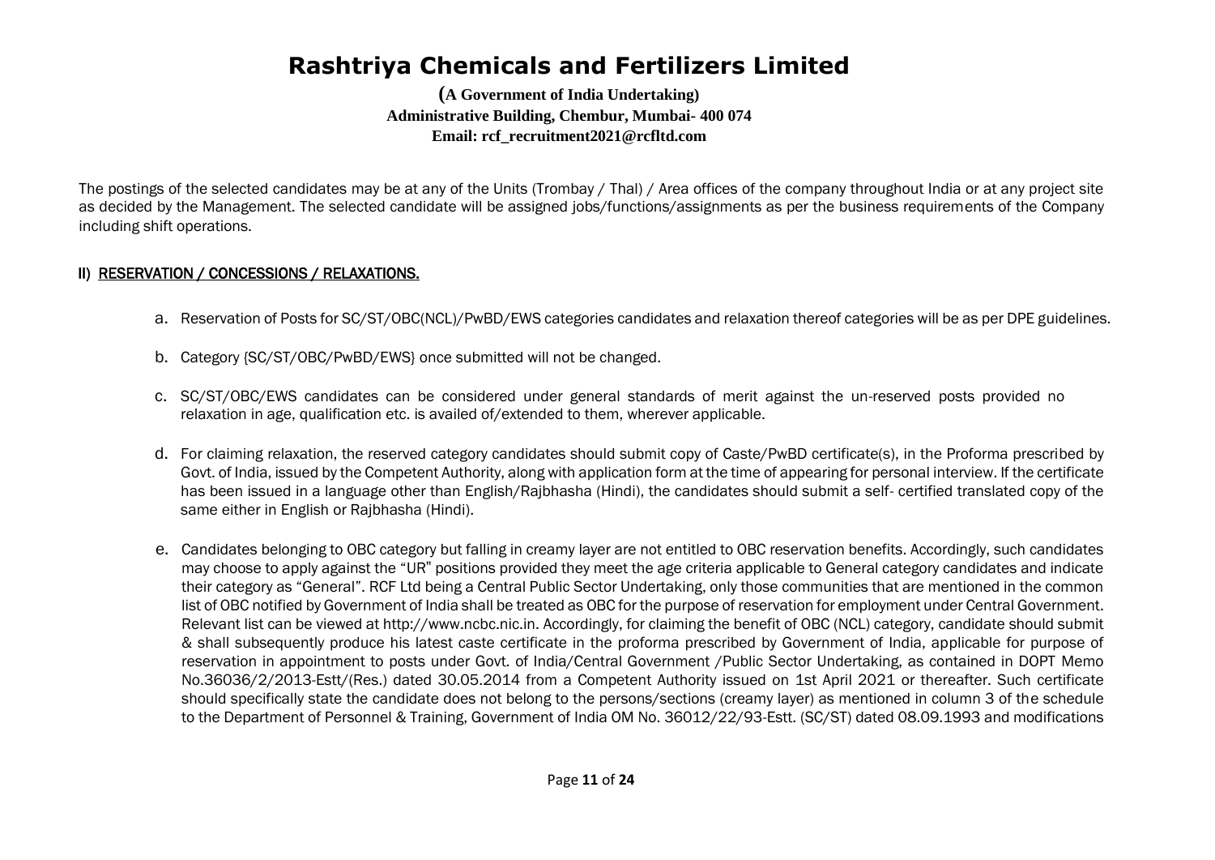# Rashtriya Chemicals and Fertilizers Limited

**(A Government of India Undertaking)**
**Administrative Building, Chembur, Mumbai- 400 074**
**Email: rcf_recruitment2021@rcfltd.com**

The postings of the selected candidates may be at any of the Units (Trombay / Thal) / Area offices of the company throughout India or at any project site as decided by the Management. The selected candidate will be assigned jobs/functions/assignments as per the business requirements of the Company including shift operations.

## II) RESERVATION / CONCESSIONS / RELAXATIONS.

a. Reservation of Posts for SC/ST/OBC(NCL)/PwBD/EWS categories candidates and relaxation thereof categories will be as per DPE guidelines.

b. Category {SC/ST/OBC/PwBD/EWS} once submitted will not be changed.

c. SC/ST/OBC/EWS candidates can be considered under general standards of merit against the un-reserved posts provided no relaxation in age, qualification etc. is availed of/extended to them, wherever applicable.

d. For claiming relaxation, the reserved category candidates should submit copy of Caste/PwBD certificate(s), in the Proforma prescribed by Govt. of India, issued by the Competent Authority, along with application form at the time of appearing for personal interview. If the certificate has been issued in a language other than English/Rajbhasha (Hindi), the candidates should submit a self- certified translated copy of the same either in English or Rajbhasha (Hindi).

e. Candidates belonging to OBC category but falling in creamy layer are not entitled to OBC reservation benefits. Accordingly, such candidates may choose to apply against the "UR" positions provided they meet the age criteria applicable to General category candidates and indicate their category as "General". RCF Ltd being a Central Public Sector Undertaking, only those communities that are mentioned in the common list of OBC notified by Government of India shall be treated as OBC for the purpose of reservation for employment under Central Government. Relevant list can be viewed at http://www.ncbc.nic.in. Accordingly, for claiming the benefit of OBC (NCL) category, candidate should submit & shall subsequently produce his latest caste certificate in the proforma prescribed by Government of India, applicable for purpose of reservation in appointment to posts under Govt. of India/Central Government /Public Sector Undertaking, as contained in DOPT Memo No.36036/2/2013-Estt/(Res.) dated 30.05.2014 from a Competent Authority issued on 1st April 2021 or thereafter. Such certificate should specifically state the candidate does not belong to the persons/sections (creamy layer) as mentioned in column 3 of the schedule to the Department of Personnel & Training, Government of India OM No. 36012/22/93-Estt. (SC/ST) dated 08.09.1993 and modifications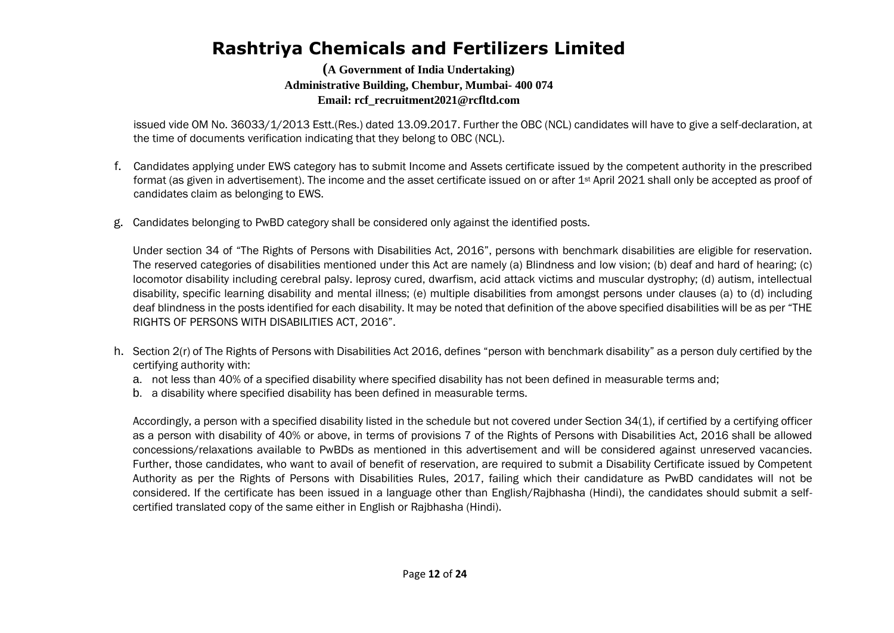issued vide OM No. 36033/1/2013 Estt.(Res.) dated 13.09.2017. Further the OBC (NCL) candidates will have to give a self-declaration, at the time of documents verification indicating that they belong to OBC (NCL).

f. Candidates applying under EWS category has to submit Income and Assets certificate issued by the competent authority in the prescribed format (as given in advertisement). The income and the asset certificate issued on or after 1st April 2021 shall only be accepted as proof of candidates claim as belonging to EWS.

g. Candidates belonging to PwBD category shall be considered only against the identified posts.

Under section 34 of "The Rights of Persons with Disabilities Act, 2016", persons with benchmark disabilities are eligible for reservation. The reserved categories of disabilities mentioned under this Act are namely (a) Blindness and low vision; (b) deaf and hard of hearing; (c) locomotor disability including cerebral palsy. leprosy cured, dwarfism, acid attack victims and muscular dystrophy; (d) autism, intellectual disability, specific learning disability and mental illness; (e) multiple disabilities from amongst persons under clauses (a) to (d) including deaf blindness in the posts identified for each disability. It may be noted that definition of the above specified disabilities will be as per "THE RIGHTS OF PERSONS WITH DISABILITIES ACT, 2016".

h. Section 2(r) of The Rights of Persons with Disabilities Act 2016, defines "person with benchmark disability" as a person duly certified by the certifying authority with:
   a. not less than 40% of a specified disability where specified disability has not been defined in measurable terms and;
   b. a disability where specified disability has been defined in measurable terms.

Accordingly, a person with a specified disability listed in the schedule but not covered under Section 34(1), if certified by a certifying officer as a person with disability of 40% or above, in terms of provisions 7 of the Rights of Persons with Disabilities Act, 2016 shall be allowed concessions/relaxations available to PwBDs as mentioned in this advertisement and will be considered against unreserved vacancies. Further, those candidates, who want to avail of benefit of reservation, are required to submit a Disability Certificate issued by Competent Authority as per the Rights of Persons with Disabilities Rules, 2017, failing which their candidature as PwBD candidates will not be considered. If the certificate has been issued in a language other than English/Rajbhasha (Hindi), the candidates should submit a self-certified translated copy of the same either in English or Rajbhasha (Hindi).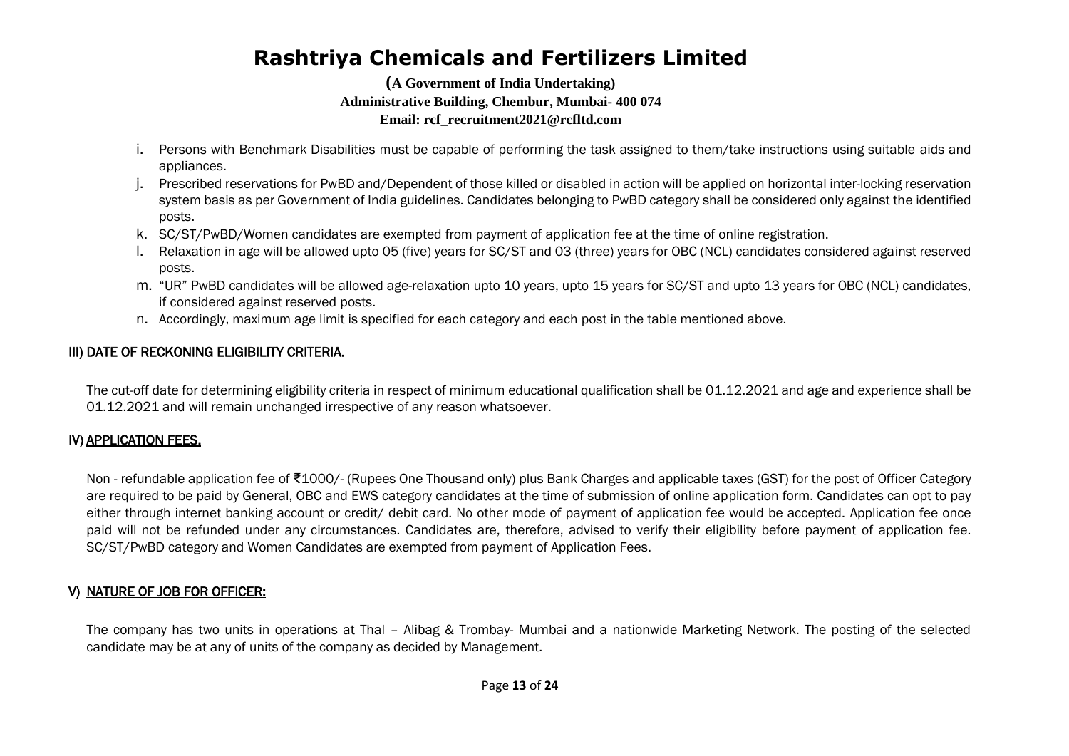i. Persons with Benchmark Disabilities must be capable of performing the task assigned to them/take instructions using suitable aids and appliances.
j. Prescribed reservations for PwBD and/Dependent of those killed or disabled in action will be applied on horizontal inter-locking reservation system basis as per Government of India guidelines. Candidates belonging to PwBD category shall be considered only against the identified posts.
k. SC/ST/PwBD/Women candidates are exempted from payment of application fee at the time of online registration.
l. Relaxation in age will be allowed upto 05 (five) years for SC/ST and 03 (three) years for OBC (NCL) candidates considered against reserved posts.
m. "UR" PwBD candidates will be allowed age-relaxation upto 10 years, upto 15 years for SC/ST and upto 13 years for OBC (NCL) candidates, if considered against reserved posts.
n. Accordingly, maximum age limit is specified for each category and each post in the table mentioned above.

## III) DATE OF RECKONING ELIGIBILITY CRITERIA.

The cut-off date for determining eligibility criteria in respect of minimum educational qualification shall be 01.12.2021 and age and experience shall be 01.12.2021 and will remain unchanged irrespective of any reason whatsoever.

## IV) APPLICATION FEES.

Non - refundable application fee of ₹1000/- (Rupees One Thousand only) plus Bank Charges and applicable taxes (GST) for the post of Officer Category are required to be paid by General, OBC and EWS category candidates at the time of submission of online application form. Candidates can opt to pay either through internet banking account or credit/ debit card. No other mode of payment of application fee would be accepted. Application fee once paid will not be refunded under any circumstances. Candidates are, therefore, advised to verify their eligibility before payment of application fee. SC/ST/PwBD category and Women Candidates are exempted from payment of Application Fees.

## V) NATURE OF JOB FOR OFFICER:

The company has two units in operations at Thal – Alibag & Trombay- Mumbai and a nationwide Marketing Network. The posting of the selected candidate may be at any of units of the company as decided by Management.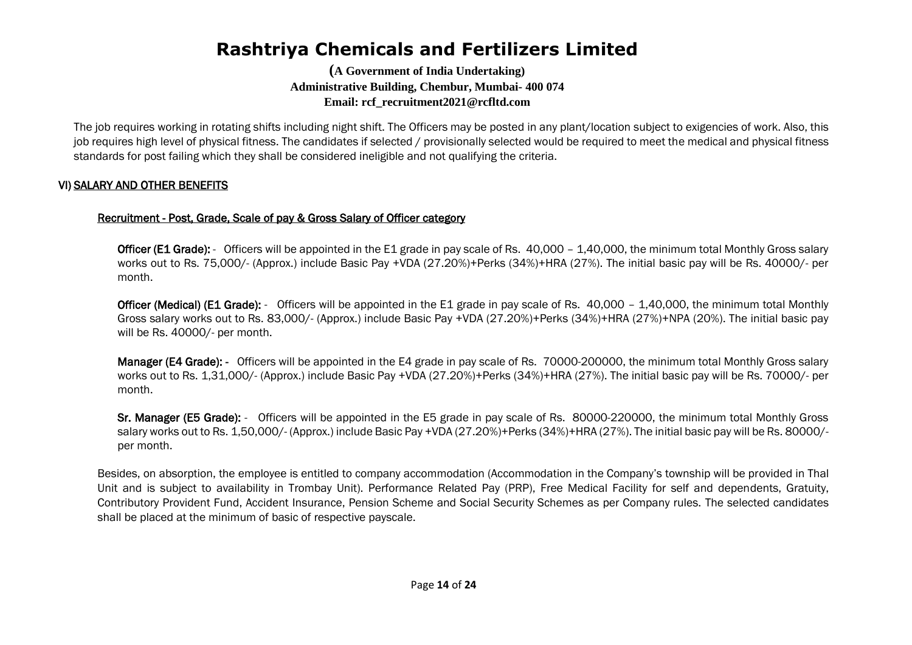# Rashtriya Chemicals and Fertilizers Limited

**(A Government of India Undertaking)**
**Administrative Building, Chembur, Mumbai- 400 074**
**Email: rcf_recruitment2021@rcfltd.com**

The job requires working in rotating shifts including night shift. The Officers may be posted in any plant/location subject to exigencies of work. Also, this job requires high level of physical fitness. The candidates if selected / provisionally selected would be required to meet the medical and physical fitness standards for post failing which they shall be considered ineligible and not qualifying the criteria.

## VI) SALARY AND OTHER BENEFITS

### Recruitment - Post, Grade, Scale of pay & Gross Salary of Officer category

**Officer (E1 Grade):** - Officers will be appointed in the E1 grade in pay scale of Rs. 40,000 – 1,40,000, the minimum total Monthly Gross salary works out to Rs. 75,000/- (Approx.) include Basic Pay +VDA (27.20%)+Perks (34%)+HRA (27%). The initial basic pay will be Rs. 40000/- per month.

**Officer (Medical) (E1 Grade):** - Officers will be appointed in the E1 grade in pay scale of Rs. 40,000 – 1,40,000, the minimum total Monthly Gross salary works out to Rs. 83,000/- (Approx.) include Basic Pay +VDA (27.20%)+Perks (34%)+HRA (27%)+NPA (20%). The initial basic pay will be Rs. 40000/- per month.

**Manager (E4 Grade): -** Officers will be appointed in the E4 grade in pay scale of Rs. 70000-200000, the minimum total Monthly Gross salary works out to Rs. 1,31,000/- (Approx.) include Basic Pay +VDA (27.20%)+Perks (34%)+HRA (27%). The initial basic pay will be Rs. 70000/- per month.

**Sr. Manager (E5 Grade):** - Officers will be appointed in the E5 grade in pay scale of Rs. 80000-220000, the minimum total Monthly Gross salary works out to Rs. 1,50,000/- (Approx.) include Basic Pay +VDA (27.20%)+Perks (34%)+HRA (27%). The initial basic pay will be Rs. 80000/- per month.

Besides, on absorption, the employee is entitled to company accommodation (Accommodation in the Company's township will be provided in Thal Unit and is subject to availability in Trombay Unit). Performance Related Pay (PRP), Free Medical Facility for self and dependents, Gratuity, Contributory Provident Fund, Accident Insurance, Pension Scheme and Social Security Schemes as per Company rules. The selected candidates shall be placed at the minimum of basic of respective payscale.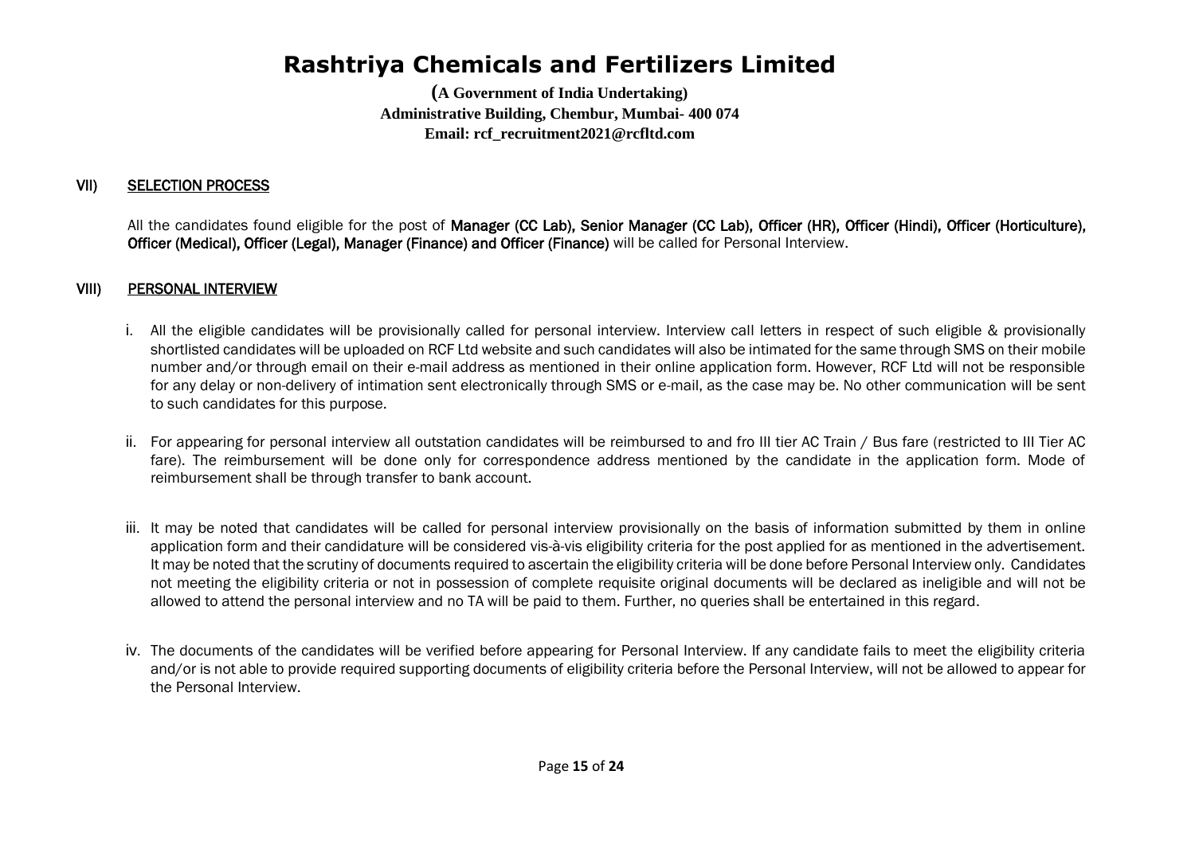# Rashtriya Chemicals and Fertilizers Limited

**(A Government of India Undertaking)**
**Administrative Building, Chembur, Mumbai- 400 074**
**Email: rcf_recruitment2021@rcfltd.com**

## VII) SELECTION PROCESS

All the candidates found eligible for the post of **Manager (CC Lab), Senior Manager (CC Lab), Officer (HR), Officer (Hindi), Officer (Horticulture), Officer (Medical), Officer (Legal), Manager (Finance) and Officer (Finance)** will be called for Personal Interview.

## VIII) PERSONAL INTERVIEW

i. All the eligible candidates will be provisionally called for personal interview. Interview call letters in respect of such eligible & provisionally shortlisted candidates will be uploaded on RCF Ltd website and such candidates will also be intimated for the same through SMS on their mobile number and/or through email on their e-mail address as mentioned in their online application form. However, RCF Ltd will not be responsible for any delay or non-delivery of intimation sent electronically through SMS or e-mail, as the case may be. No other communication will be sent to such candidates for this purpose.

ii. For appearing for personal interview all outstation candidates will be reimbursed to and fro III tier AC Train / Bus fare (restricted to III Tier AC fare). The reimbursement will be done only for correspondence address mentioned by the candidate in the application form. Mode of reimbursement shall be through transfer to bank account.

iii. It may be noted that candidates will be called for personal interview provisionally on the basis of information submitted by them in online application form and their candidature will be considered vis-à-vis eligibility criteria for the post applied for as mentioned in the advertisement. It may be noted that the scrutiny of documents required to ascertain the eligibility criteria will be done before Personal Interview only. Candidates not meeting the eligibility criteria or not in possession of complete requisite original documents will be declared as ineligible and will not be allowed to attend the personal interview and no TA will be paid to them. Further, no queries shall be entertained in this regard.

iv. The documents of the candidates will be verified before appearing for Personal Interview. If any candidate fails to meet the eligibility criteria and/or is not able to provide required supporting documents of eligibility criteria before the Personal Interview, will not be allowed to appear for the Personal Interview.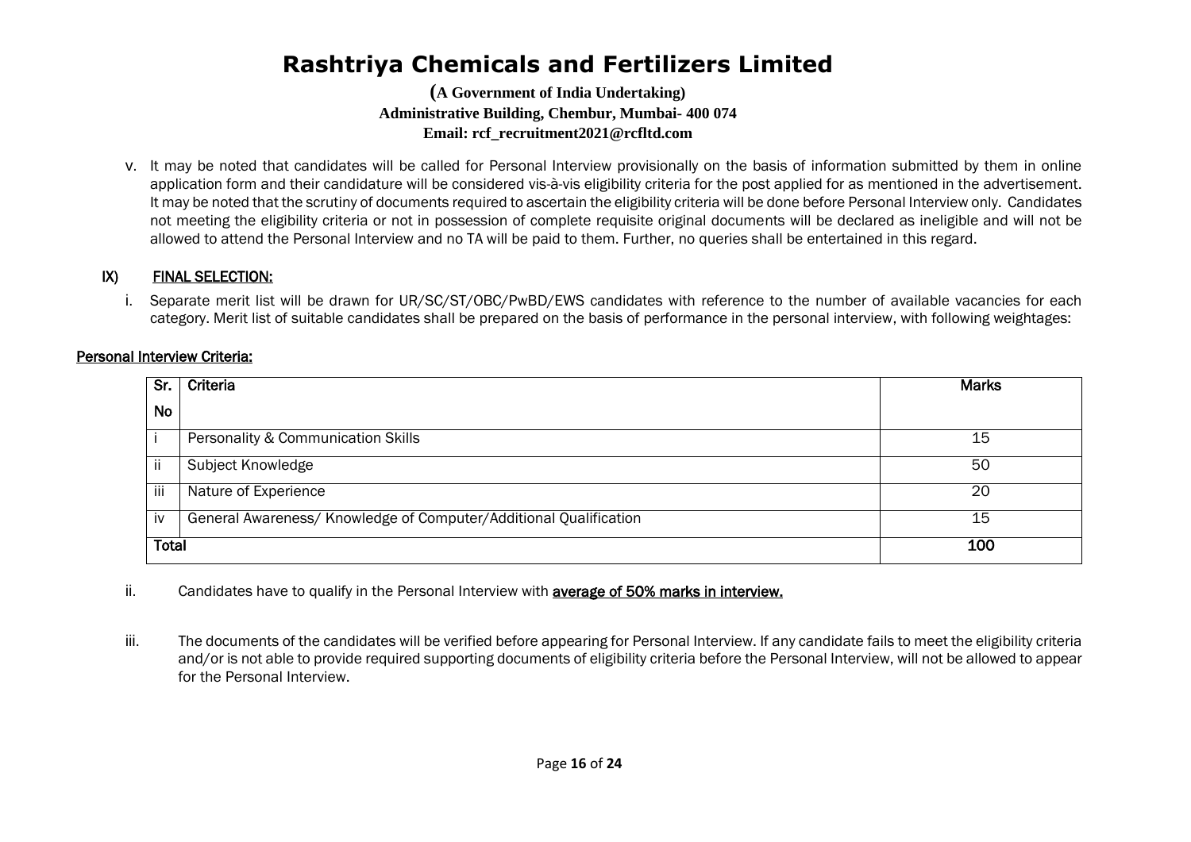# Rashtriya Chemicals and Fertilizers Limited

**(A Government of India Undertaking)**
**Administrative Building, Chembur, Mumbai- 400 074**
**Email: rcf_recruitment2021@rcfltd.com**

v. It may be noted that candidates will be called for Personal Interview provisionally on the basis of information submitted by them in online application form and their candidature will be considered vis-à-vis eligibility criteria for the post applied for as mentioned in the advertisement. It may be noted that the scrutiny of documents required to ascertain the eligibility criteria will be done before Personal Interview only. Candidates not meeting the eligibility criteria or not in possession of complete requisite original documents will be declared as ineligible and will not be allowed to attend the Personal Interview and no TA will be paid to them. Further, no queries shall be entertained in this regard.

## IX) FINAL SELECTION:

i. Separate merit list will be drawn for UR/SC/ST/OBC/PwBD/EWS candidates with reference to the number of available vacancies for each category. Merit list of suitable candidates shall be prepared on the basis of performance in the personal interview, with following weightages:

**Personal Interview Criteria:**

| Sr. No | Criteria | Marks |
|---|---|---|
| i | Personality & Communication Skills | 15 |
| ii | Subject Knowledge | 50 |
| iii | Nature of Experience | 20 |
| iv | General Awareness/ Knowledge of Computer/Additional Qualification | 15 |
| **Total** | | **100** |

ii. Candidates have to qualify in the Personal Interview with **average of 50% marks in interview.**

iii. The documents of the candidates will be verified before appearing for Personal Interview. If any candidate fails to meet the eligibility criteria and/or is not able to provide required supporting documents of eligibility criteria before the Personal Interview, will not be allowed to appear for the Personal Interview.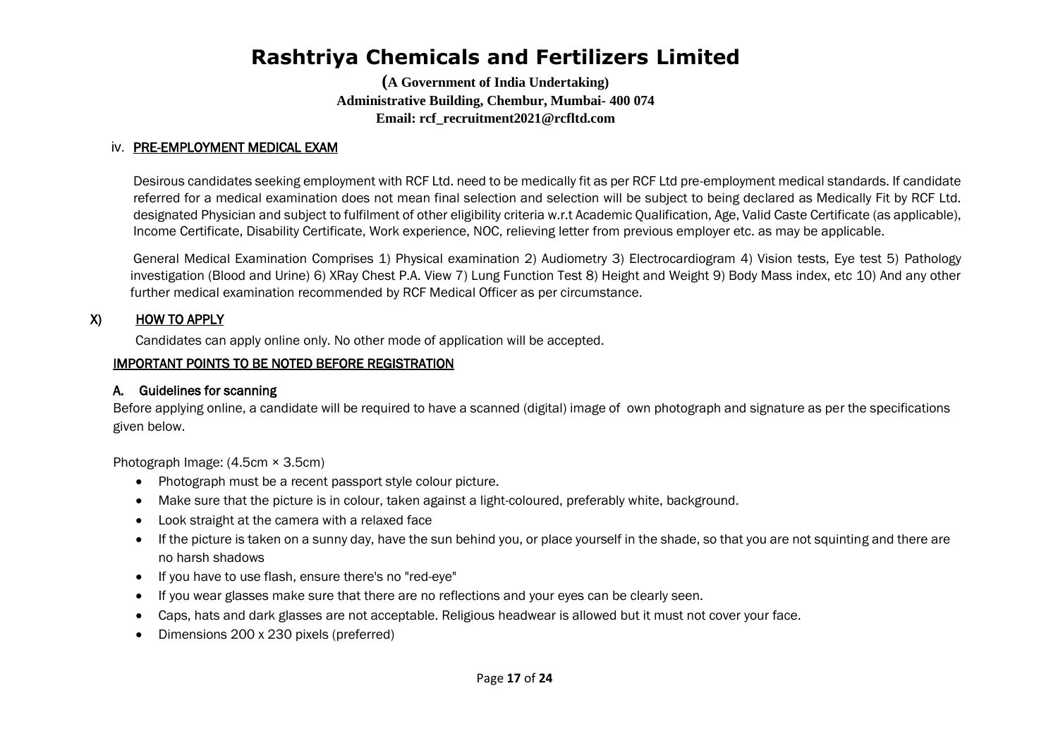# Rashtriya Chemicals and Fertilizers Limited

**(A Government of India Undertaking)**
**Administrative Building, Chembur, Mumbai- 400 074**
**Email: rcf_recruitment2021@rcfltd.com**

iv. **PRE-EMPLOYMENT MEDICAL EXAM**

Desirous candidates seeking employment with RCF Ltd. need to be medically fit as per RCF Ltd pre-employment medical standards. If candidate referred for a medical examination does not mean final selection and selection will be subject to being declared as Medically Fit by RCF Ltd. designated Physician and subject to fulfilment of other eligibility criteria w.r.t Academic Qualification, Age, Valid Caste Certificate (as applicable), Income Certificate, Disability Certificate, Work experience, NOC, relieving letter from previous employer etc. as may be applicable.

General Medical Examination Comprises 1) Physical examination 2) Audiometry 3) Electrocardiogram 4) Vision tests, Eye test 5) Pathology investigation (Blood and Urine) 6) XRay Chest P.A. View 7) Lung Function Test 8) Height and Weight 9) Body Mass index, etc 10) And any other further medical examination recommended by RCF Medical Officer as per circumstance.

## X) HOW TO APPLY

Candidates can apply online only. No other mode of application will be accepted.

**IMPORTANT POINTS TO BE NOTED BEFORE REGISTRATION**

**A. Guidelines for scanning**

Before applying online, a candidate will be required to have a scanned (digital) image of own photograph and signature as per the specifications given below.

Photograph Image: (4.5cm × 3.5cm)

- Photograph must be a recent passport style colour picture.
- Make sure that the picture is in colour, taken against a light-coloured, preferably white, background.
- Look straight at the camera with a relaxed face
- If the picture is taken on a sunny day, have the sun behind you, or place yourself in the shade, so that you are not squinting and there are no harsh shadows
- If you have to use flash, ensure there's no "red-eye"
- If you wear glasses make sure that there are no reflections and your eyes can be clearly seen.
- Caps, hats and dark glasses are not acceptable. Religious headwear is allowed but it must not cover your face.
- Dimensions 200 x 230 pixels (preferred)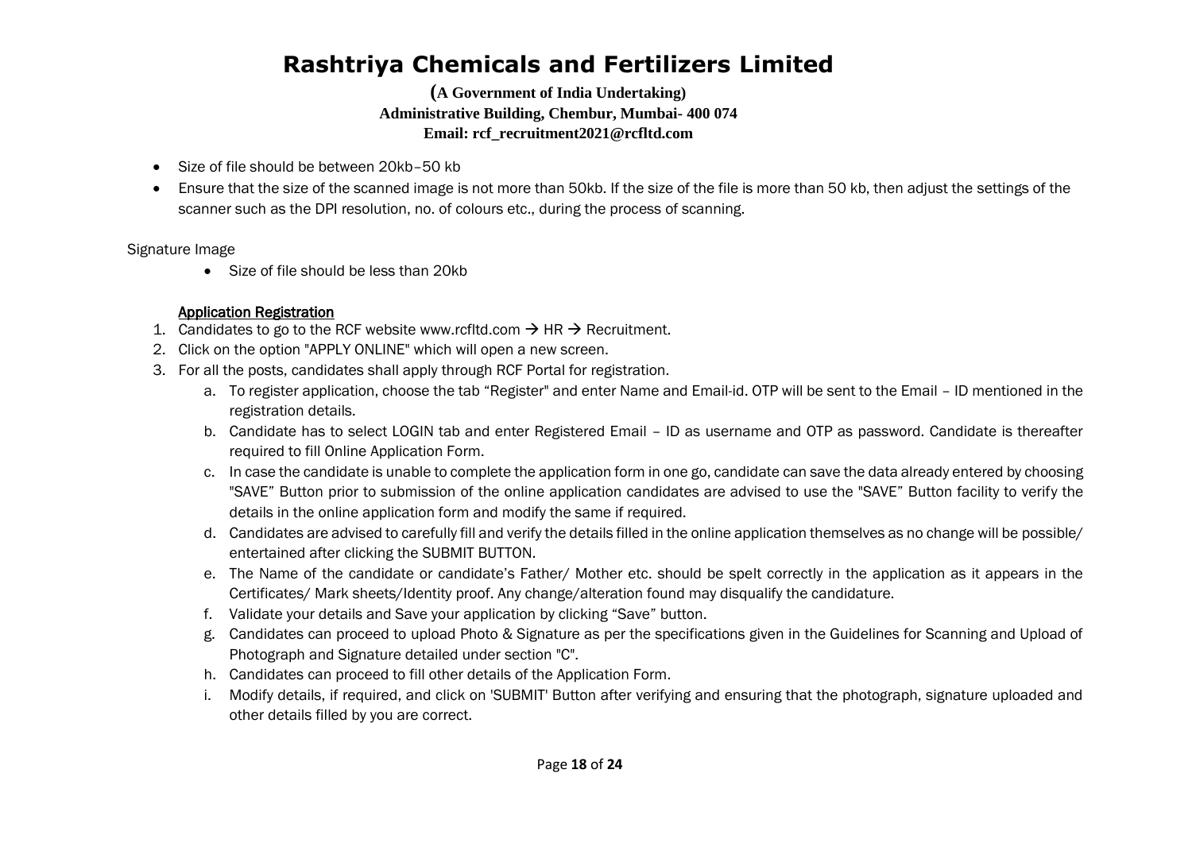- Size of file should be between 20kb–50 kb
- Ensure that the size of the scanned image is not more than 50kb. If the size of the file is more than 50 kb, then adjust the settings of the scanner such as the DPI resolution, no. of colours etc., during the process of scanning.

Signature Image

- Size of file should be less than 20kb

**Application Registration**

1. Candidates to go to the RCF website www.rcfltd.com → HR → Recruitment.
2. Click on the option "APPLY ONLINE" which will open a new screen.
3. For all the posts, candidates shall apply through RCF Portal for registration.
    a. To register application, choose the tab "Register" and enter Name and Email-id. OTP will be sent to the Email – ID mentioned in the registration details.
    b. Candidate has to select LOGIN tab and enter Registered Email – ID as username and OTP as password. Candidate is thereafter required to fill Online Application Form.
    c. In case the candidate is unable to complete the application form in one go, candidate can save the data already entered by choosing "SAVE" Button prior to submission of the online application candidates are advised to use the "SAVE" Button facility to verify the details in the online application form and modify the same if required.
    d. Candidates are advised to carefully fill and verify the details filled in the online application themselves as no change will be possible/ entertained after clicking the SUBMIT BUTTON.
    e. The Name of the candidate or candidate's Father/ Mother etc. should be spelt correctly in the application as it appears in the Certificates/ Mark sheets/Identity proof. Any change/alteration found may disqualify the candidature.
    f. Validate your details and Save your application by clicking "Save" button.
    g. Candidates can proceed to upload Photo & Signature as per the specifications given in the Guidelines for Scanning and Upload of Photograph and Signature detailed under section "C".
    h. Candidates can proceed to fill other details of the Application Form.
    i. Modify details, if required, and click on 'SUBMIT' Button after verifying and ensuring that the photograph, signature uploaded and other details filled by you are correct.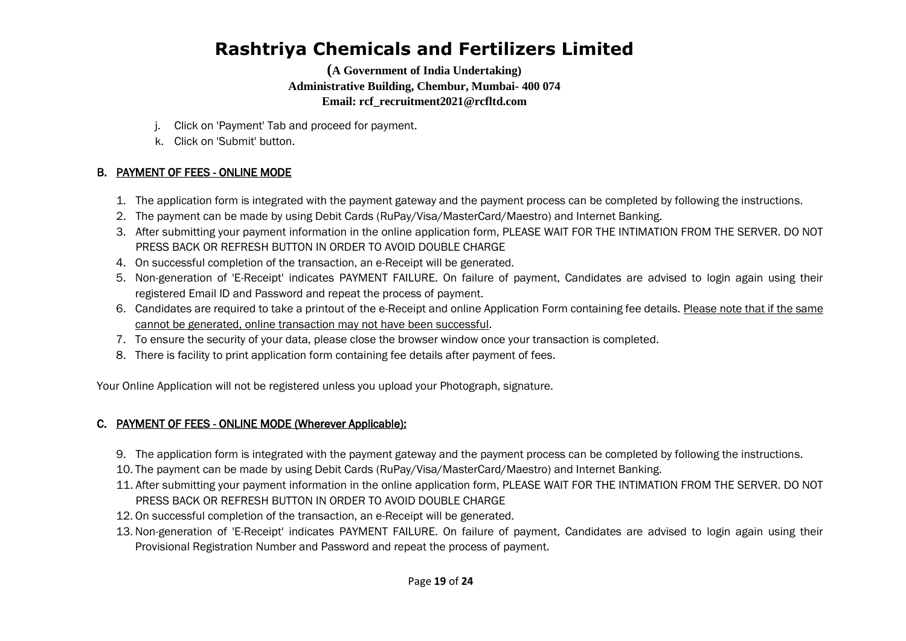j. Click on 'Payment' Tab and proceed for payment.
k. Click on 'Submit' button.

### B. PAYMENT OF FEES - ONLINE MODE

1. The application form is integrated with the payment gateway and the payment process can be completed by following the instructions.
2. The payment can be made by using Debit Cards (RuPay/Visa/MasterCard/Maestro) and Internet Banking.
3. After submitting your payment information in the online application form, PLEASE WAIT FOR THE INTIMATION FROM THE SERVER. DO NOT PRESS BACK OR REFRESH BUTTON IN ORDER TO AVOID DOUBLE CHARGE
4. On successful completion of the transaction, an e-Receipt will be generated.
5. Non-generation of 'E-Receipt' indicates PAYMENT FAILURE. On failure of payment, Candidates are advised to login again using their registered Email ID and Password and repeat the process of payment.
6. Candidates are required to take a printout of the e-Receipt and online Application Form containing fee details. <u>Please note that if the same cannot be generated, online transaction may not have been successful</u>.
7. To ensure the security of your data, please close the browser window once your transaction is completed.
8. There is facility to print application form containing fee details after payment of fees.

Your Online Application will not be registered unless you upload your Photograph, signature.

### C. PAYMENT OF FEES - ONLINE MODE (Wherever Applicable):

9. The application form is integrated with the payment gateway and the payment process can be completed by following the instructions.
10. The payment can be made by using Debit Cards (RuPay/Visa/MasterCard/Maestro) and Internet Banking.
11. After submitting your payment information in the online application form, PLEASE WAIT FOR THE INTIMATION FROM THE SERVER. DO NOT PRESS BACK OR REFRESH BUTTON IN ORDER TO AVOID DOUBLE CHARGE
12. On successful completion of the transaction, an e-Receipt will be generated.
13. Non-generation of 'E-Receipt' indicates PAYMENT FAILURE. On failure of payment, Candidates are advised to login again using their Provisional Registration Number and Password and repeat the process of payment.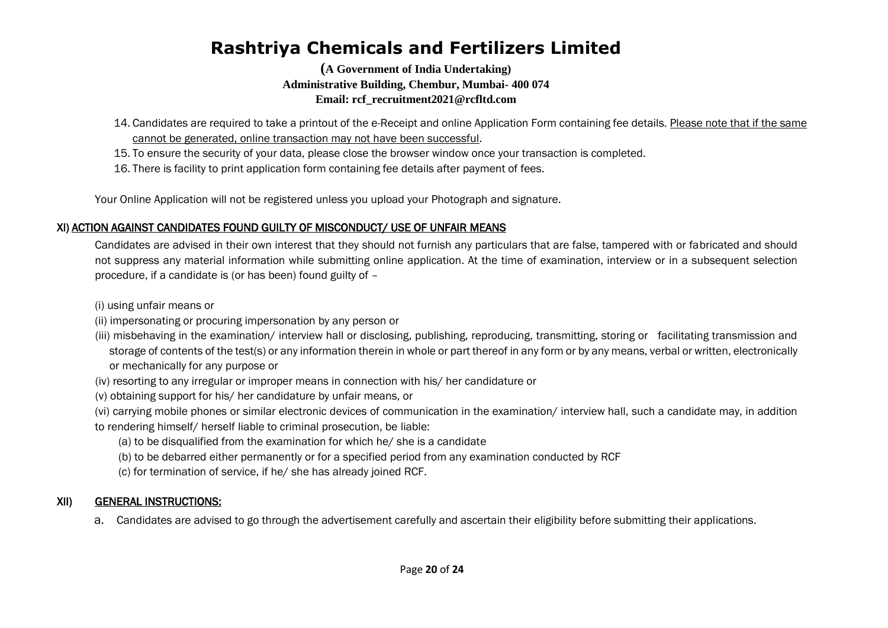14. Candidates are required to take a printout of the e-Receipt and online Application Form containing fee details. Please note that if the same cannot be generated, online transaction may not have been successful.
15. To ensure the security of your data, please close the browser window once your transaction is completed.
16. There is facility to print application form containing fee details after payment of fees.

Your Online Application will not be registered unless you upload your Photograph and signature.

## XI) ACTION AGAINST CANDIDATES FOUND GUILTY OF MISCONDUCT/ USE OF UNFAIR MEANS

Candidates are advised in their own interest that they should not furnish any particulars that are false, tampered with or fabricated and should not suppress any material information while submitting online application. At the time of examination, interview or in a subsequent selection procedure, if a candidate is (or has been) found guilty of –

(i) using unfair means or

(ii) impersonating or procuring impersonation by any person or

(iii) misbehaving in the examination/ interview hall or disclosing, publishing, reproducing, transmitting, storing or facilitating transmission and storage of contents of the test(s) or any information therein in whole or part thereof in any form or by any means, verbal or written, electronically or mechanically for any purpose or

(iv) resorting to any irregular or improper means in connection with his/ her candidature or

(v) obtaining support for his/ her candidature by unfair means, or

(vi) carrying mobile phones or similar electronic devices of communication in the examination/ interview hall, such a candidate may, in addition to rendering himself/ herself liable to criminal prosecution, be liable:

(a) to be disqualified from the examination for which he/ she is a candidate

(b) to be debarred either permanently or for a specified period from any examination conducted by RCF

(c) for termination of service, if he/ she has already joined RCF.

## XII) GENERAL INSTRUCTIONS:

a. Candidates are advised to go through the advertisement carefully and ascertain their eligibility before submitting their applications.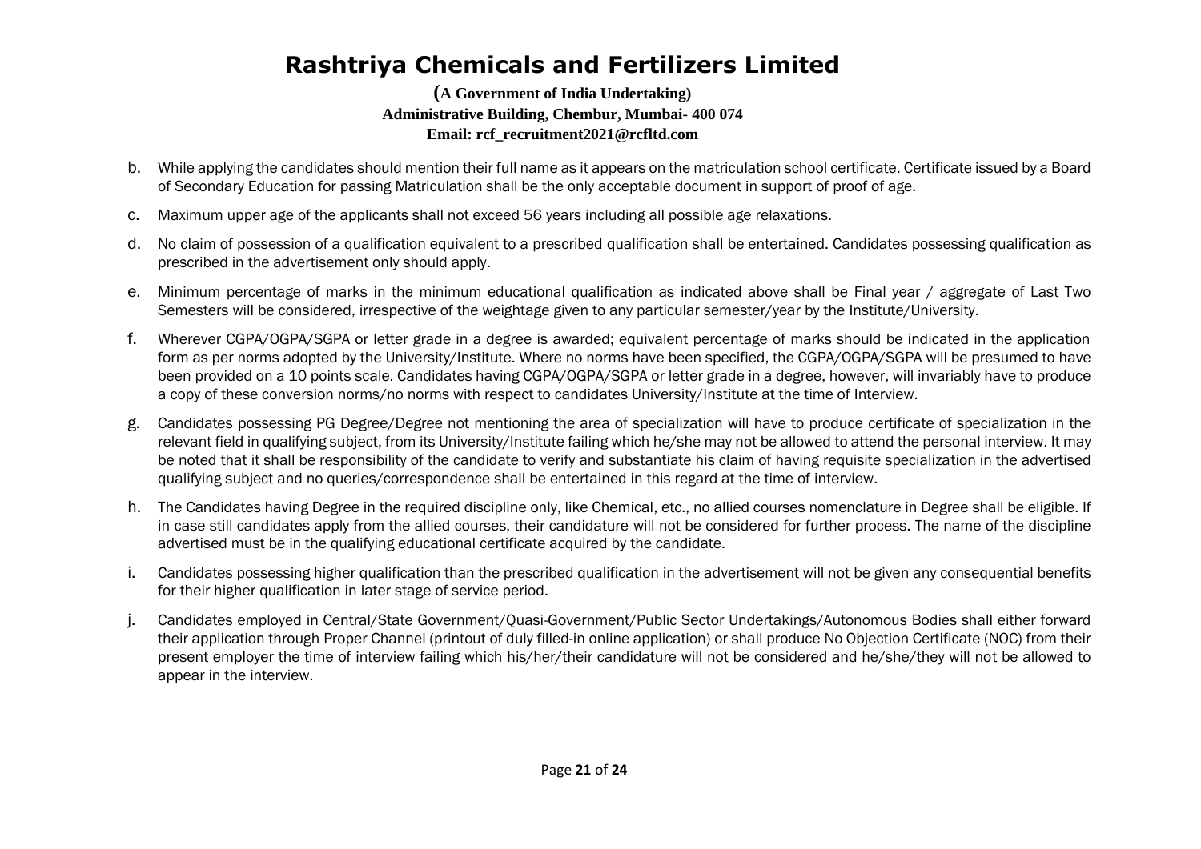b. While applying the candidates should mention their full name as it appears on the matriculation school certificate. Certificate issued by a Board of Secondary Education for passing Matriculation shall be the only acceptable document in support of proof of age.

c. Maximum upper age of the applicants shall not exceed 56 years including all possible age relaxations.

d. No claim of possession of a qualification equivalent to a prescribed qualification shall be entertained. Candidates possessing qualification as prescribed in the advertisement only should apply.

e. Minimum percentage of marks in the minimum educational qualification as indicated above shall be Final year / aggregate of Last Two Semesters will be considered, irrespective of the weightage given to any particular semester/year by the Institute/University.

f. Wherever CGPA/OGPA/SGPA or letter grade in a degree is awarded; equivalent percentage of marks should be indicated in the application form as per norms adopted by the University/Institute. Where no norms have been specified, the CGPA/OGPA/SGPA will be presumed to have been provided on a 10 points scale. Candidates having CGPA/OGPA/SGPA or letter grade in a degree, however, will invariably have to produce a copy of these conversion norms/no norms with respect to candidates University/Institute at the time of Interview.

g. Candidates possessing PG Degree/Degree not mentioning the area of specialization will have to produce certificate of specialization in the relevant field in qualifying subject, from its University/Institute failing which he/she may not be allowed to attend the personal interview. It may be noted that it shall be responsibility of the candidate to verify and substantiate his claim of having requisite specialization in the advertised qualifying subject and no queries/correspondence shall be entertained in this regard at the time of interview.

h. The Candidates having Degree in the required discipline only, like Chemical, etc., no allied courses nomenclature in Degree shall be eligible. If in case still candidates apply from the allied courses, their candidature will not be considered for further process. The name of the discipline advertised must be in the qualifying educational certificate acquired by the candidate.

i. Candidates possessing higher qualification than the prescribed qualification in the advertisement will not be given any consequential benefits for their higher qualification in later stage of service period.

j. Candidates employed in Central/State Government/Quasi-Government/Public Sector Undertakings/Autonomous Bodies shall either forward their application through Proper Channel (printout of duly filled-in online application) or shall produce No Objection Certificate (NOC) from their present employer the time of interview failing which his/her/their candidature will not be considered and he/she/they will not be allowed to appear in the interview.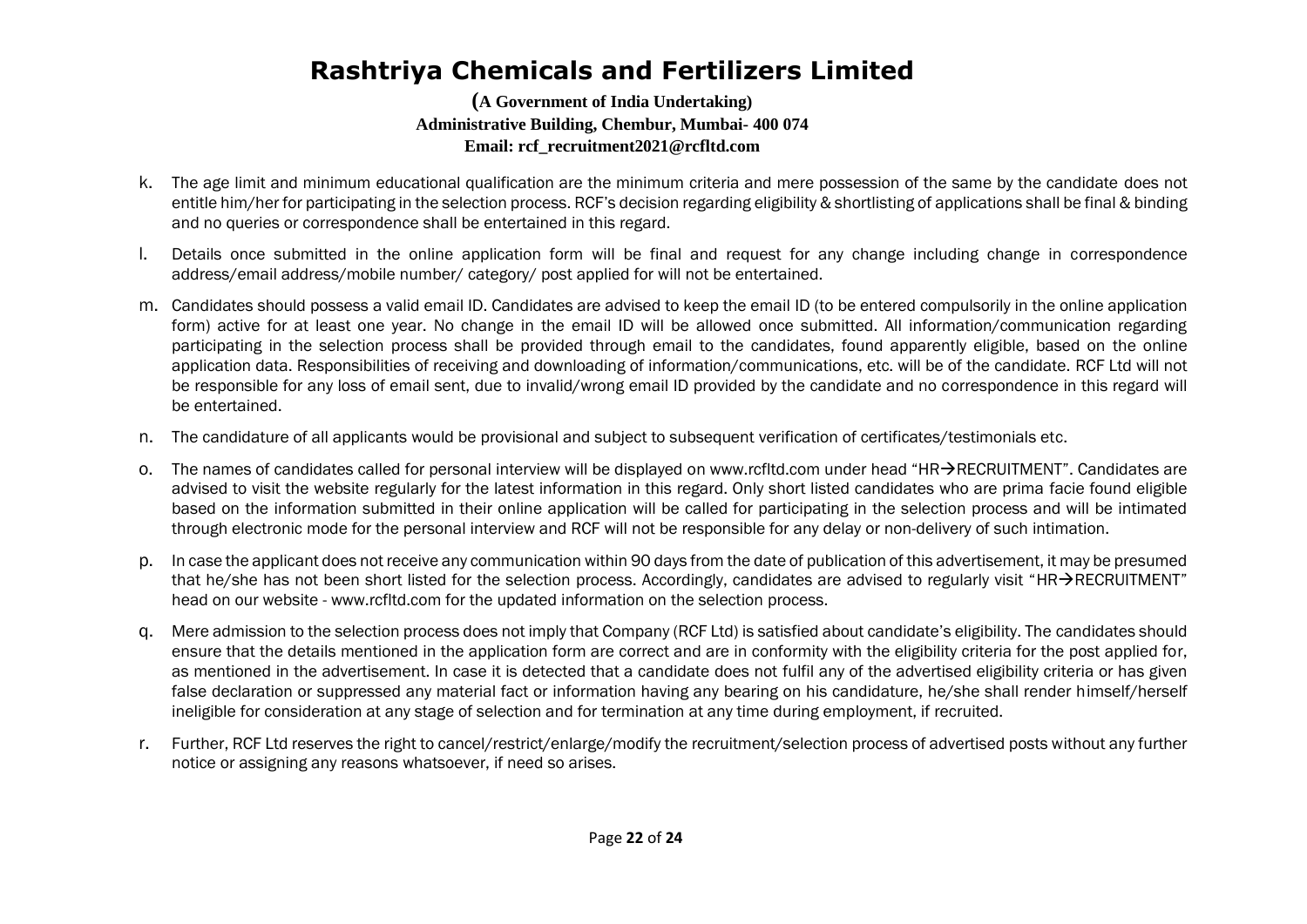# Rashtriya Chemicals and Fertilizers Limited

**(A Government of India Undertaking)**
**Administrative Building, Chembur, Mumbai- 400 074**
**Email: rcf_recruitment2021@rcfltd.com**

k. The age limit and minimum educational qualification are the minimum criteria and mere possession of the same by the candidate does not entitle him/her for participating in the selection process. RCF's decision regarding eligibility & shortlisting of applications shall be final & binding and no queries or correspondence shall be entertained in this regard.

l. Details once submitted in the online application form will be final and request for any change including change in correspondence address/email address/mobile number/ category/ post applied for will not be entertained.

m. Candidates should possess a valid email ID. Candidates are advised to keep the email ID (to be entered compulsorily in the online application form) active for at least one year. No change in the email ID will be allowed once submitted. All information/communication regarding participating in the selection process shall be provided through email to the candidates, found apparently eligible, based on the online application data. Responsibilities of receiving and downloading of information/communications, etc. will be of the candidate. RCF Ltd will not be responsible for any loss of email sent, due to invalid/wrong email ID provided by the candidate and no correspondence in this regard will be entertained.

n. The candidature of all applicants would be provisional and subject to subsequent verification of certificates/testimonials etc.

o. The names of candidates called for personal interview will be displayed on www.rcfltd.com under head "HR→RECRUITMENT". Candidates are advised to visit the website regularly for the latest information in this regard. Only short listed candidates who are prima facie found eligible based on the information submitted in their online application will be called for participating in the selection process and will be intimated through electronic mode for the personal interview and RCF will not be responsible for any delay or non-delivery of such intimation.

p. In case the applicant does not receive any communication within 90 days from the date of publication of this advertisement, it may be presumed that he/she has not been short listed for the selection process. Accordingly, candidates are advised to regularly visit "HR→RECRUITMENT" head on our website - www.rcfltd.com for the updated information on the selection process.

q. Mere admission to the selection process does not imply that Company (RCF Ltd) is satisfied about candidate's eligibility. The candidates should ensure that the details mentioned in the application form are correct and are in conformity with the eligibility criteria for the post applied for, as mentioned in the advertisement. In case it is detected that a candidate does not fulfil any of the advertised eligibility criteria or has given false declaration or suppressed any material fact or information having any bearing on his candidature, he/she shall render himself/herself ineligible for consideration at any stage of selection and for termination at any time during employment, if recruited.

r. Further, RCF Ltd reserves the right to cancel/restrict/enlarge/modify the recruitment/selection process of advertised posts without any further notice or assigning any reasons whatsoever, if need so arises.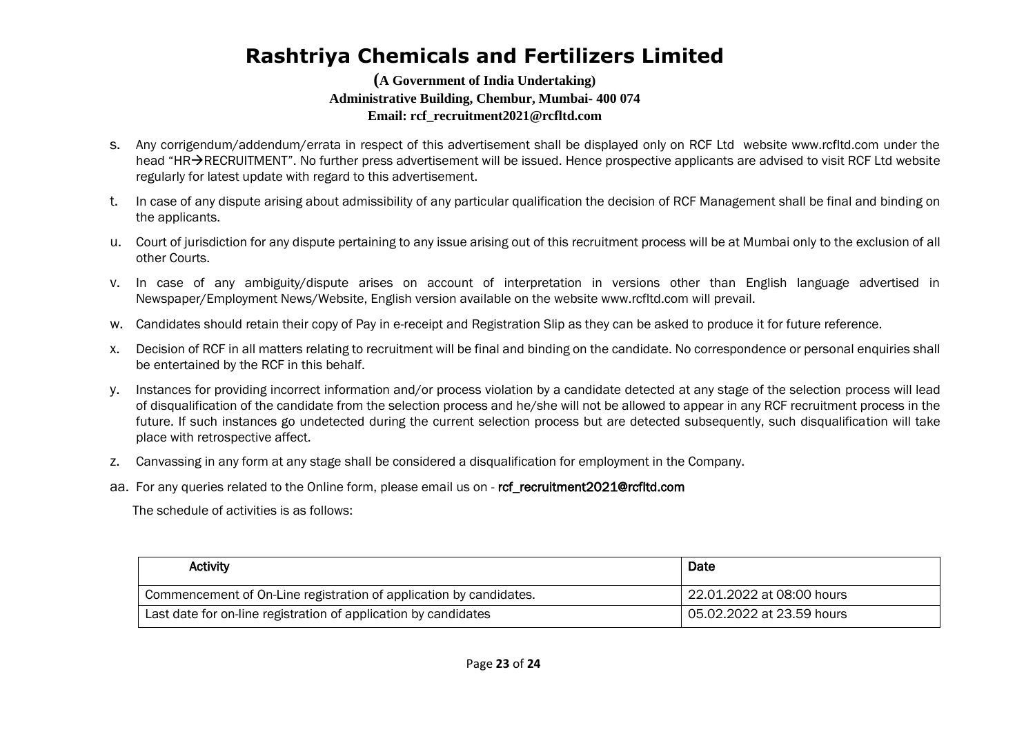# Rashtriya Chemicals and Fertilizers Limited

**(A Government of India Undertaking)**
**Administrative Building, Chembur, Mumbai- 400 074**
**Email: rcf_recruitment2021@rcfltd.com**

s. Any corrigendum/addendum/errata in respect of this advertisement shall be displayed only on RCF Ltd website www.rcfltd.com under the head "HR→RECRUITMENT". No further press advertisement will be issued. Hence prospective applicants are advised to visit RCF Ltd website regularly for latest update with regard to this advertisement.

t. In case of any dispute arising about admissibility of any particular qualification the decision of RCF Management shall be final and binding on the applicants.

u. Court of jurisdiction for any dispute pertaining to any issue arising out of this recruitment process will be at Mumbai only to the exclusion of all other Courts.

v. In case of any ambiguity/dispute arises on account of interpretation in versions other than English language advertised in Newspaper/Employment News/Website, English version available on the website www.rcfltd.com will prevail.

w. Candidates should retain their copy of Pay in e-receipt and Registration Slip as they can be asked to produce it for future reference.

x. Decision of RCF in all matters relating to recruitment will be final and binding on the candidate. No correspondence or personal enquiries shall be entertained by the RCF in this behalf.

y. Instances for providing incorrect information and/or process violation by a candidate detected at any stage of the selection process will lead of disqualification of the candidate from the selection process and he/she will not be allowed to appear in any RCF recruitment process in the future. If such instances go undetected during the current selection process but are detected subsequently, such disqualification will take place with retrospective affect.

z. Canvassing in any form at any stage shall be considered a disqualification for employment in the Company.

aa. For any queries related to the Online form, please email us on - rcf_recruitment2021@rcfltd.com

The schedule of activities is as follows:

| Activity | Date |
|---|---|
| Commencement of On-Line registration of application by candidates. | 22.01.2022 at 08:00 hours |
| Last date for on-line registration of application by candidates | 05.02.2022 at 23.59 hours |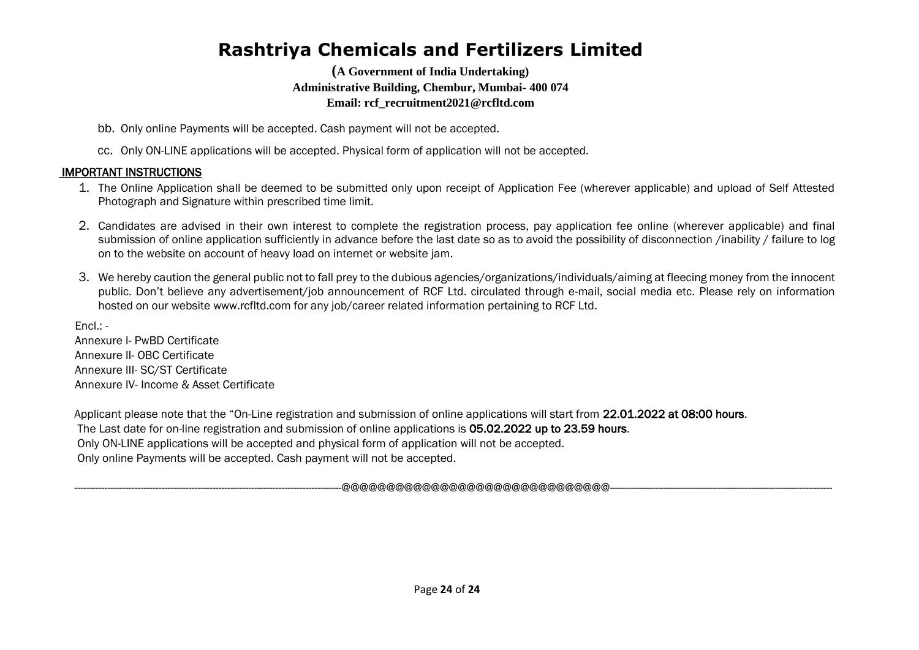# Rashtriya Chemicals and Fertilizers Limited

**(A Government of India Undertaking)**
**Administrative Building, Chembur, Mumbai- 400 074**
**Email: rcf_recruitment2021@rcfltd.com**

bb. Only online Payments will be accepted. Cash payment will not be accepted.

cc. Only ON-LINE applications will be accepted. Physical form of application will not be accepted.

## IMPORTANT INSTRUCTIONS

1. The Online Application shall be deemed to be submitted only upon receipt of Application Fee (wherever applicable) and upload of Self Attested Photograph and Signature within prescribed time limit.
2. Candidates are advised in their own interest to complete the registration process, pay application fee online (wherever applicable) and final submission of online application sufficiently in advance before the last date so as to avoid the possibility of disconnection /inability / failure to log on to the website on account of heavy load on internet or website jam.
3. We hereby caution the general public not to fall prey to the dubious agencies/organizations/individuals/aiming at fleecing money from the innocent public. Don't believe any advertisement/job announcement of RCF Ltd. circulated through e-mail, social media etc. Please rely on information hosted on our website www.rcfltd.com for any job/career related information pertaining to RCF Ltd.

Encl.: -
Annexure I- PwBD Certificate
Annexure II- OBC Certificate
Annexure III- SC/ST Certificate
Annexure IV- Income & Asset Certificate

Applicant please note that the "On-Line registration and submission of online applications will start from **22.01.2022 at 08:00 hours**.
The Last date for on-line registration and submission of online applications is **05.02.2022 up to 23.59 hours**.
Only ON-LINE applications will be accepted and physical form of application will not be accepted.
Only online Payments will be accepted. Cash payment will not be accepted.

------------------------------@@@@@@@@@@@@@@@@@@@@@@@@@@@@@@@------------------------------